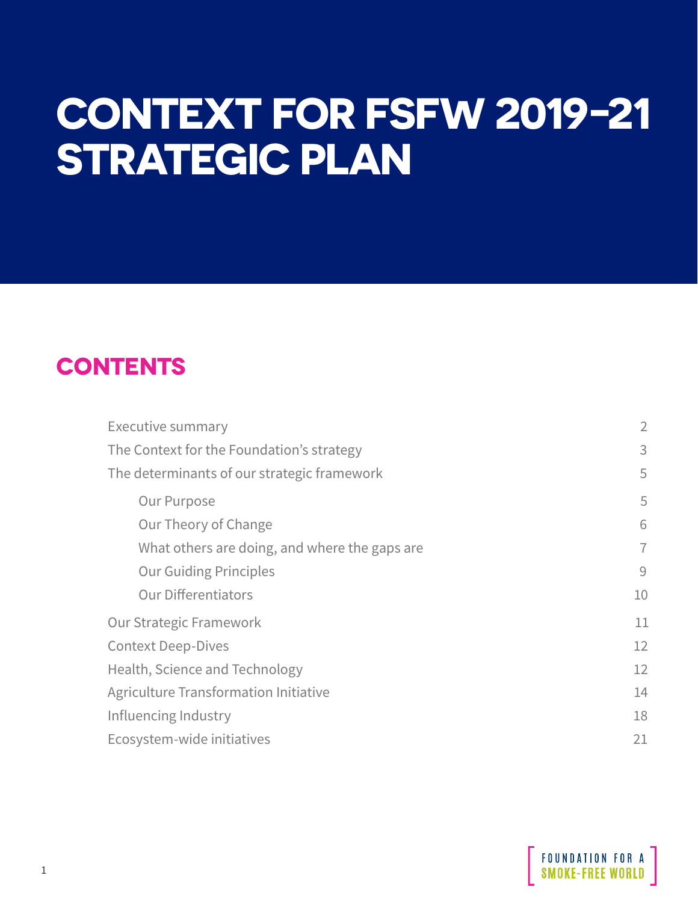# CONTEXT FOR FSFW 2019-21 STRATEGIC PLAN

## CONTENTS

| | |
|---|---|
| Executive summary | 2 |
| The Context for the Foundation's strategy | 3 |
| The determinants of our strategic framework | 5 |
| Our Purpose | 5 |
| Our Theory of Change | 6 |
| What others are doing, and where the gaps are | 7 |
| Our Guiding Principles | 9 |
| Our Differentiators | 10 |
| Our Strategic Framework | 11 |
| Context Deep-Dives | 12 |
| Health, Science and Technology | 12 |
| Agriculture Transformation Initiative | 14 |
| Influencing Industry | 18 |
| Ecosystem-wide initiatives | 21 |

FOUNDATION FOR A SMOKE-FREE WORLD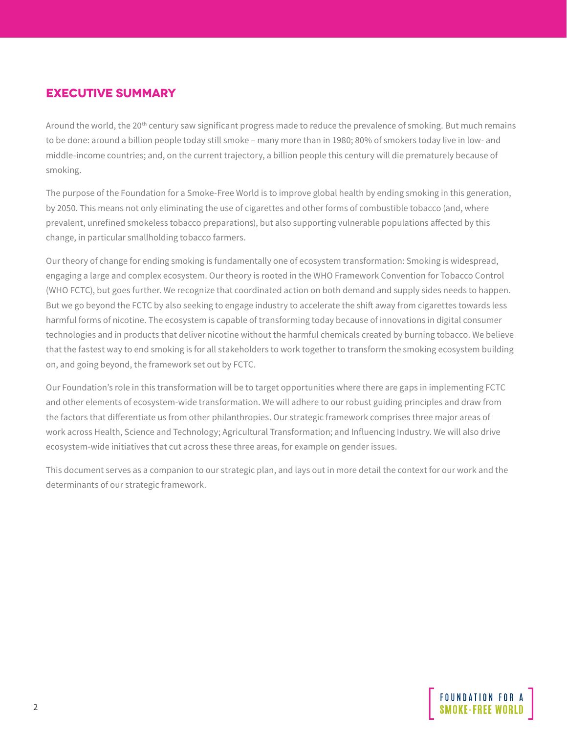## EXECUTIVE SUMMARY

Around the world, the 20th century saw significant progress made to reduce the prevalence of smoking. But much remains to be done: around a billion people today still smoke – many more than in 1980; 80% of smokers today live in low- and middle-income countries; and, on the current trajectory, a billion people this century will die prematurely because of smoking.

The purpose of the Foundation for a Smoke-Free World is to improve global health by ending smoking in this generation, by 2050. This means not only eliminating the use of cigarettes and other forms of combustible tobacco (and, where prevalent, unrefined smokeless tobacco preparations), but also supporting vulnerable populations affected by this change, in particular smallholding tobacco farmers.

Our theory of change for ending smoking is fundamentally one of ecosystem transformation: Smoking is widespread, engaging a large and complex ecosystem. Our theory is rooted in the WHO Framework Convention for Tobacco Control (WHO FCTC), but goes further. We recognize that coordinated action on both demand and supply sides needs to happen. But we go beyond the FCTC by also seeking to engage industry to accelerate the shift away from cigarettes towards less harmful forms of nicotine. The ecosystem is capable of transforming today because of innovations in digital consumer technologies and in products that deliver nicotine without the harmful chemicals created by burning tobacco. We believe that the fastest way to end smoking is for all stakeholders to work together to transform the smoking ecosystem building on, and going beyond, the framework set out by FCTC.

Our Foundation's role in this transformation will be to target opportunities where there are gaps in implementing FCTC and other elements of ecosystem-wide transformation. We will adhere to our robust guiding principles and draw from the factors that differentiate us from other philanthropies. Our strategic framework comprises three major areas of work across Health, Science and Technology; Agricultural Transformation; and Influencing Industry. We will also drive ecosystem-wide initiatives that cut across these three areas, for example on gender issues.

This document serves as a companion to our strategic plan, and lays out in more detail the context for our work and the determinants of our strategic framework.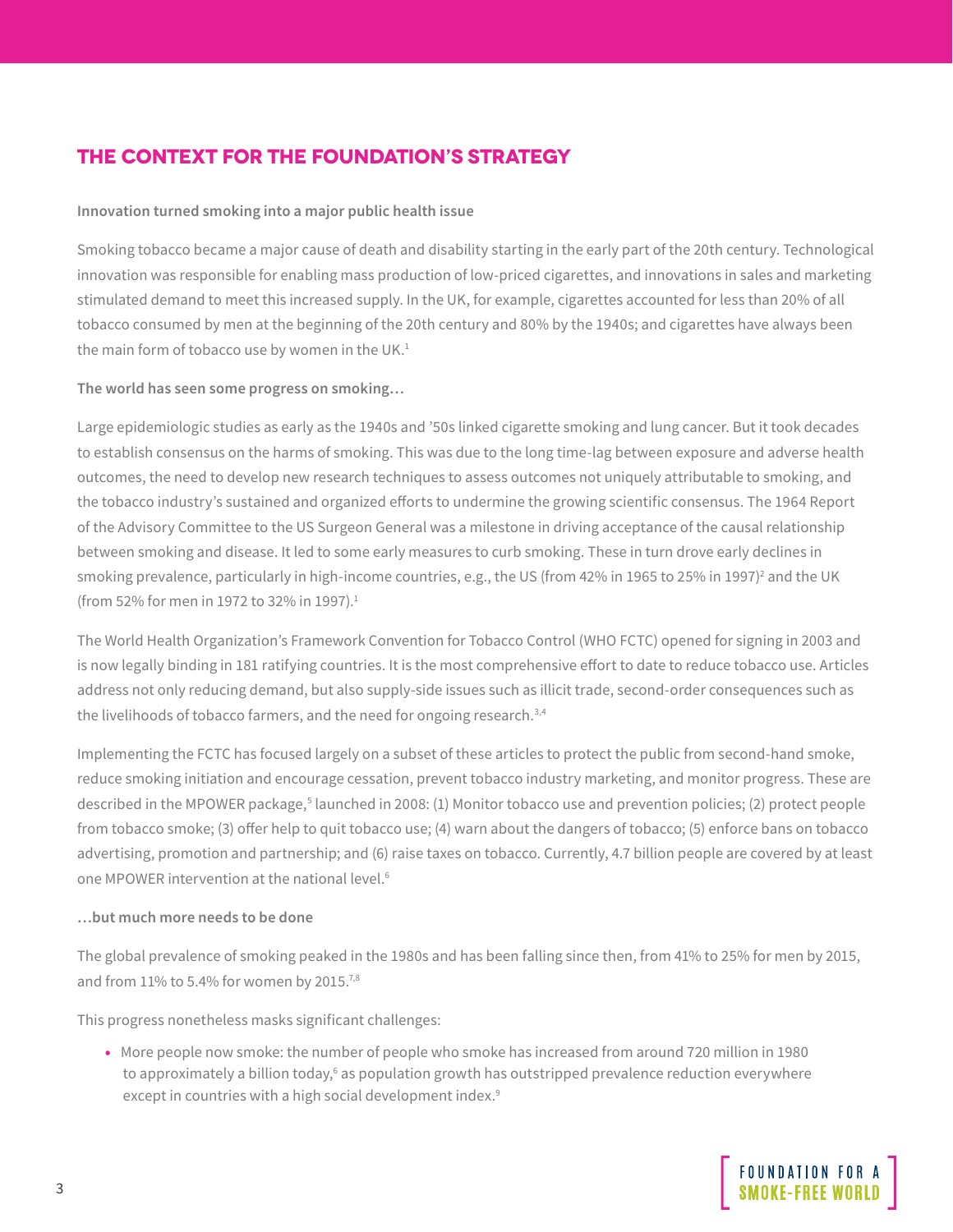## THE CONTEXT FOR THE FOUNDATION'S STRATEGY

**Innovation turned smoking into a major public health issue**

Smoking tobacco became a major cause of death and disability starting in the early part of the 20th century. Technological innovation was responsible for enabling mass production of low-priced cigarettes, and innovations in sales and marketing stimulated demand to meet this increased supply. In the UK, for example, cigarettes accounted for less than 20% of all tobacco consumed by men at the beginning of the 20th century and 80% by the 1940s; and cigarettes have always been the main form of tobacco use by women in the UK.[1]

**The world has seen some progress on smoking…**

Large epidemiologic studies as early as the 1940s and '50s linked cigarette smoking and lung cancer. But it took decades to establish consensus on the harms of smoking. This was due to the long time-lag between exposure and adverse health outcomes, the need to develop new research techniques to assess outcomes not uniquely attributable to smoking, and the tobacco industry's sustained and organized efforts to undermine the growing scientific consensus. The 1964 Report of the Advisory Committee to the US Surgeon General was a milestone in driving acceptance of the causal relationship between smoking and disease. It led to some early measures to curb smoking. These in turn drove early declines in smoking prevalence, particularly in high-income countries, e.g., the US (from 42% in 1965 to 25% in 1997)[2] and the UK (from 52% for men in 1972 to 32% in 1997).[1]

The World Health Organization's Framework Convention for Tobacco Control (WHO FCTC) opened for signing in 2003 and is now legally binding in 181 ratifying countries. It is the most comprehensive effort to date to reduce tobacco use. Articles address not only reducing demand, but also supply-side issues such as illicit trade, second-order consequences such as the livelihoods of tobacco farmers, and the need for ongoing research.[3,4]

Implementing the FCTC has focused largely on a subset of these articles to protect the public from second-hand smoke, reduce smoking initiation and encourage cessation, prevent tobacco industry marketing, and monitor progress. These are described in the MPOWER package,[5] launched in 2008: (1) Monitor tobacco use and prevention policies; (2) protect people from tobacco smoke; (3) offer help to quit tobacco use; (4) warn about the dangers of tobacco; (5) enforce bans on tobacco advertising, promotion and partnership; and (6) raise taxes on tobacco. Currently, 4.7 billion people are covered by at least one MPOWER intervention at the national level.[6]

**…but much more needs to be done**

The global prevalence of smoking peaked in the 1980s and has been falling since then, from 41% to 25% for men by 2015, and from 11% to 5.4% for women by 2015.[7,8]

This progress nonetheless masks significant challenges:

- More people now smoke: the number of people who smoke has increased from around 720 million in 1980 to approximately a billion today,[6] as population growth has outstripped prevalence reduction everywhere except in countries with a high social development index.[9]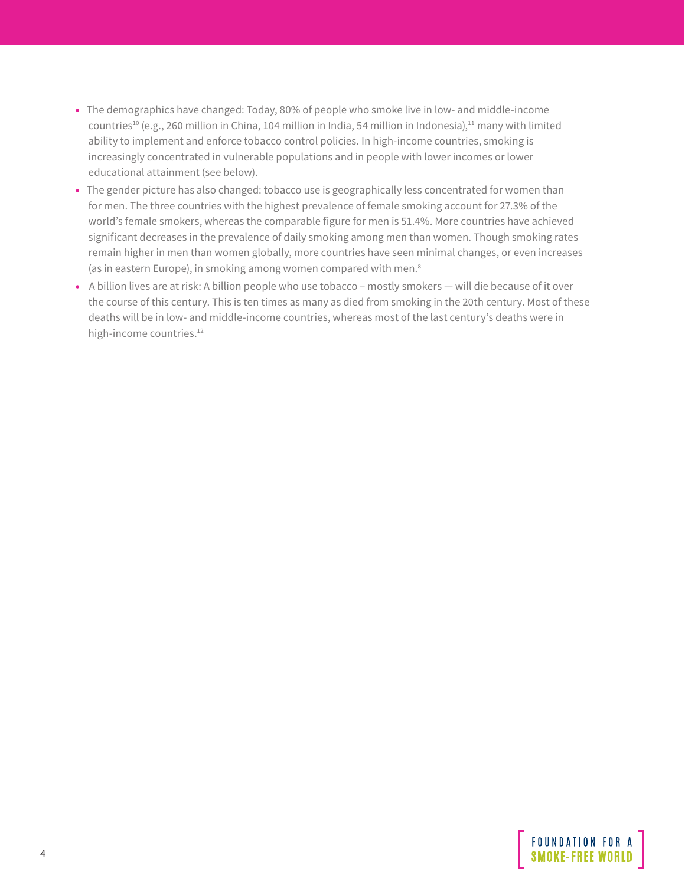- The demographics have changed: Today, 80% of people who smoke live in low- and middle-income countries[10] (e.g., 260 million in China, 104 million in India, 54 million in Indonesia),[11] many with limited ability to implement and enforce tobacco control policies. In high-income countries, smoking is increasingly concentrated in vulnerable populations and in people with lower incomes or lower educational attainment (see below).
- The gender picture has also changed: tobacco use is geographically less concentrated for women than for men. The three countries with the highest prevalence of female smoking account for 27.3% of the world's female smokers, whereas the comparable figure for men is 51.4%. More countries have achieved significant decreases in the prevalence of daily smoking among men than women. Though smoking rates remain higher in men than women globally, more countries have seen minimal changes, or even increases (as in eastern Europe), in smoking among women compared with men.[8]
- A billion lives are at risk: A billion people who use tobacco – mostly smokers — will die because of it over the course of this century. This is ten times as many as died from smoking in the 20th century. Most of these deaths will be in low- and middle-income countries, whereas most of the last century's deaths were in high-income countries.[12]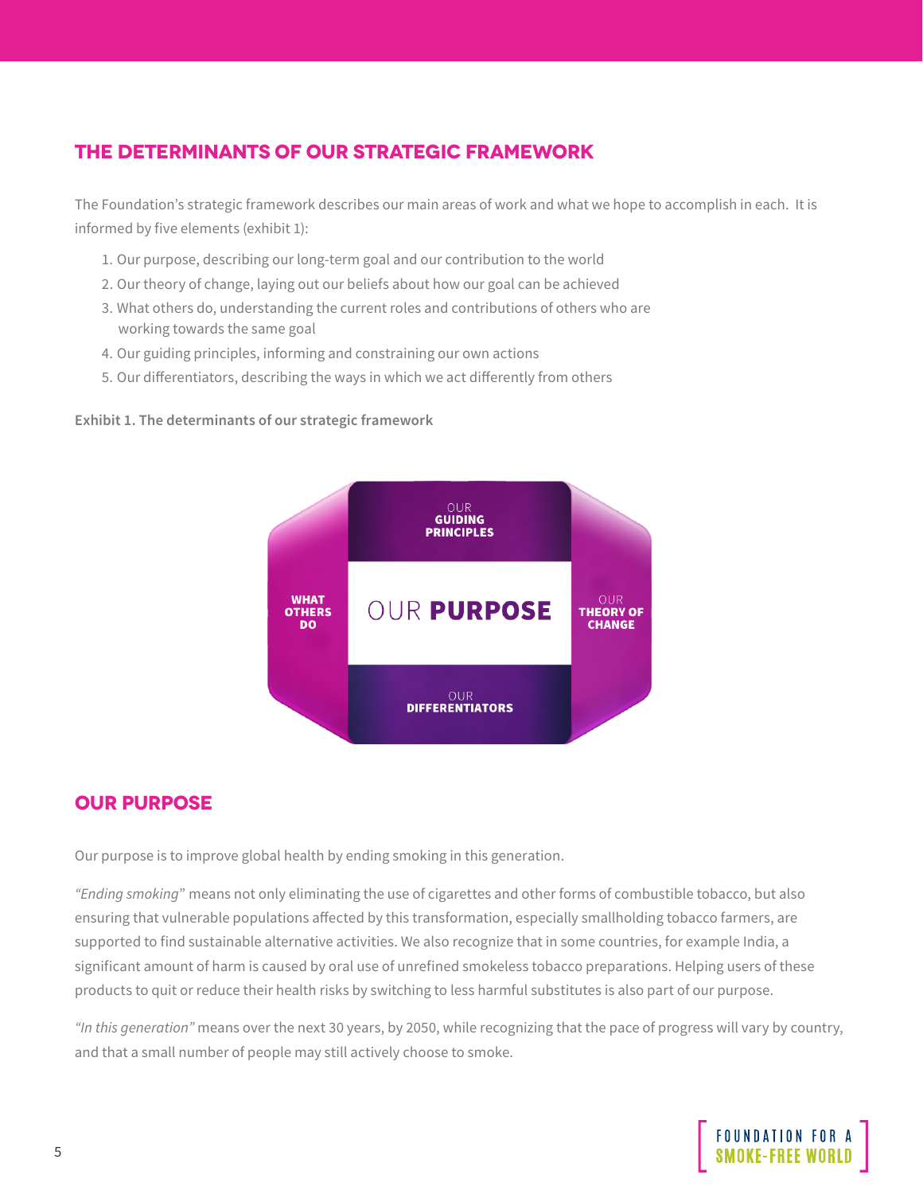## THE DETERMINANTS OF OUR STRATEGIC FRAMEWORK

The Foundation's strategic framework describes our main areas of work and what we hope to accomplish in each. It is informed by five elements (exhibit 1):

1. Our purpose, describing our long-term goal and our contribution to the world
2. Our theory of change, laying out our beliefs about how our goal can be achieved
3. What others do, understanding the current roles and contributions of others who are working towards the same goal
4. Our guiding principles, informing and constraining our own actions
5. Our differentiators, describing the ways in which we act differently from others

**Exhibit 1. The determinants of our strategic framework**

OUR **GUIDING PRINCIPLES**

**WHAT OTHERS DO** | OUR **PURPOSE** | OUR **THEORY OF CHANGE**

OUR **DIFFERENTIATORS**

## OUR PURPOSE

Our purpose is to improve global health by ending smoking in this generation.

*"Ending smoking"* means not only eliminating the use of cigarettes and other forms of combustible tobacco, but also ensuring that vulnerable populations affected by this transformation, especially smallholding tobacco farmers, are supported to find sustainable alternative activities. We also recognize that in some countries, for example India, a significant amount of harm is caused by oral use of unrefined smokeless tobacco preparations. Helping users of these products to quit or reduce their health risks by switching to less harmful substitutes is also part of our purpose.

*"In this generation"* means over the next 30 years, by 2050, while recognizing that the pace of progress will vary by country, and that a small number of people may still actively choose to smoke.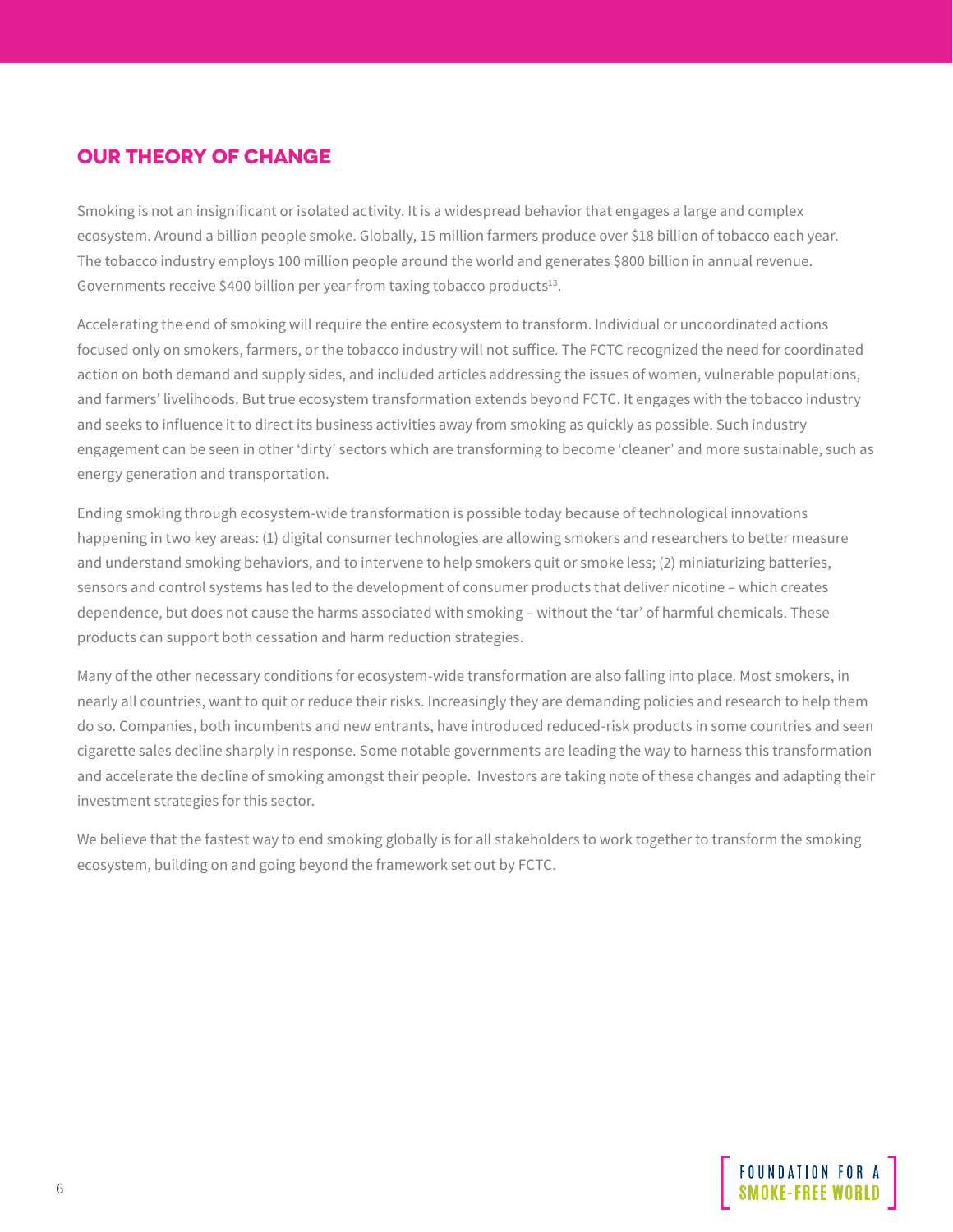## OUR THEORY OF CHANGE

Smoking is not an insignificant or isolated activity. It is a widespread behavior that engages a large and complex ecosystem. Around a billion people smoke. Globally, 15 million farmers produce over $18 billion of tobacco each year. The tobacco industry employs 100 million people around the world and generates $800 billion in annual revenue. Governments receive $400 billion per year from taxing tobacco products[13].

Accelerating the end of smoking will require the entire ecosystem to transform. Individual or uncoordinated actions focused only on smokers, farmers, or the tobacco industry will not suffice. The FCTC recognized the need for coordinated action on both demand and supply sides, and included articles addressing the issues of women, vulnerable populations, and farmers' livelihoods. But true ecosystem transformation extends beyond FCTC. It engages with the tobacco industry and seeks to influence it to direct its business activities away from smoking as quickly as possible. Such industry engagement can be seen in other 'dirty' sectors which are transforming to become 'cleaner' and more sustainable, such as energy generation and transportation.

Ending smoking through ecosystem-wide transformation is possible today because of technological innovations happening in two key areas: (1) digital consumer technologies are allowing smokers and researchers to better measure and understand smoking behaviors, and to intervene to help smokers quit or smoke less; (2) miniaturizing batteries, sensors and control systems has led to the development of consumer products that deliver nicotine – which creates dependence, but does not cause the harms associated with smoking – without the 'tar' of harmful chemicals. These products can support both cessation and harm reduction strategies.

Many of the other necessary conditions for ecosystem-wide transformation are also falling into place. Most smokers, in nearly all countries, want to quit or reduce their risks. Increasingly they are demanding policies and research to help them do so. Companies, both incumbents and new entrants, have introduced reduced-risk products in some countries and seen cigarette sales decline sharply in response. Some notable governments are leading the way to harness this transformation and accelerate the decline of smoking amongst their people. Investors are taking note of these changes and adapting their investment strategies for this sector.

We believe that the fastest way to end smoking globally is for all stakeholders to work together to transform the smoking ecosystem, building on and going beyond the framework set out by FCTC.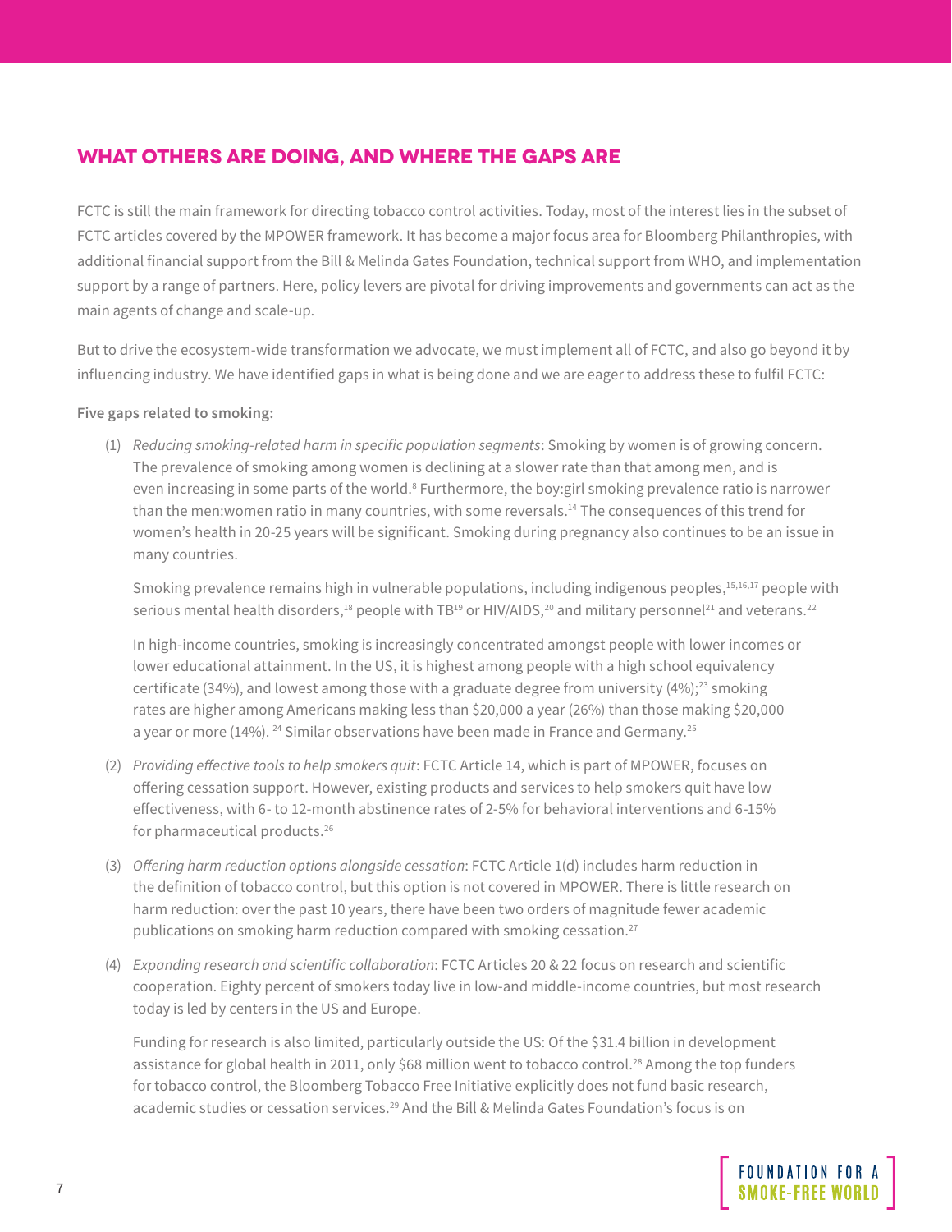## WHAT OTHERS ARE DOING, AND WHERE THE GAPS ARE

FCTC is still the main framework for directing tobacco control activities. Today, most of the interest lies in the subset of FCTC articles covered by the MPOWER framework. It has become a major focus area for Bloomberg Philanthropies, with additional financial support from the Bill & Melinda Gates Foundation, technical support from WHO, and implementation support by a range of partners. Here, policy levers are pivotal for driving improvements and governments can act as the main agents of change and scale-up.

But to drive the ecosystem-wide transformation we advocate, we must implement all of FCTC, and also go beyond it by influencing industry. We have identified gaps in what is being done and we are eager to address these to fulfil FCTC:

**Five gaps related to smoking:**

(1) *Reducing smoking-related harm in specific population segments*: Smoking by women is of growing concern. The prevalence of smoking among women is declining at a slower rate than that among men, and is even increasing in some parts of the world.[8] Furthermore, the boy:girl smoking prevalence ratio is narrower than the men:women ratio in many countries, with some reversals.[14] The consequences of this trend for women's health in 20-25 years will be significant. Smoking during pregnancy also continues to be an issue in many countries.

Smoking prevalence remains high in vulnerable populations, including indigenous peoples,[15,16,17] people with serious mental health disorders,[18] people with TB[19] or HIV/AIDS,[20] and military personnel[21] and veterans.[22]

In high-income countries, smoking is increasingly concentrated amongst people with lower incomes or lower educational attainment. In the US, it is highest among people with a high school equivalency certificate (34%), and lowest among those with a graduate degree from university (4%);[23] smoking rates are higher among Americans making less than $20,000 a year (26%) than those making $20,000 a year or more (14%).[24] Similar observations have been made in France and Germany.[25]

(2) *Providing effective tools to help smokers quit*: FCTC Article 14, which is part of MPOWER, focuses on offering cessation support. However, existing products and services to help smokers quit have low effectiveness, with 6- to 12-month abstinence rates of 2-5% for behavioral interventions and 6-15% for pharmaceutical products.[26]

(3) *Offering harm reduction options alongside cessation*: FCTC Article 1(d) includes harm reduction in the definition of tobacco control, but this option is not covered in MPOWER. There is little research on harm reduction: over the past 10 years, there have been two orders of magnitude fewer academic publications on smoking harm reduction compared with smoking cessation.[27]

(4) *Expanding research and scientific collaboration*: FCTC Articles 20 & 22 focus on research and scientific cooperation. Eighty percent of smokers today live in low-and middle-income countries, but most research today is led by centers in the US and Europe.

Funding for research is also limited, particularly outside the US: Of the $31.4 billion in development assistance for global health in 2011, only $68 million went to tobacco control.[28] Among the top funders for tobacco control, the Bloomberg Tobacco Free Initiative explicitly does not fund basic research, academic studies or cessation services.[29] And the Bill & Melinda Gates Foundation's focus is on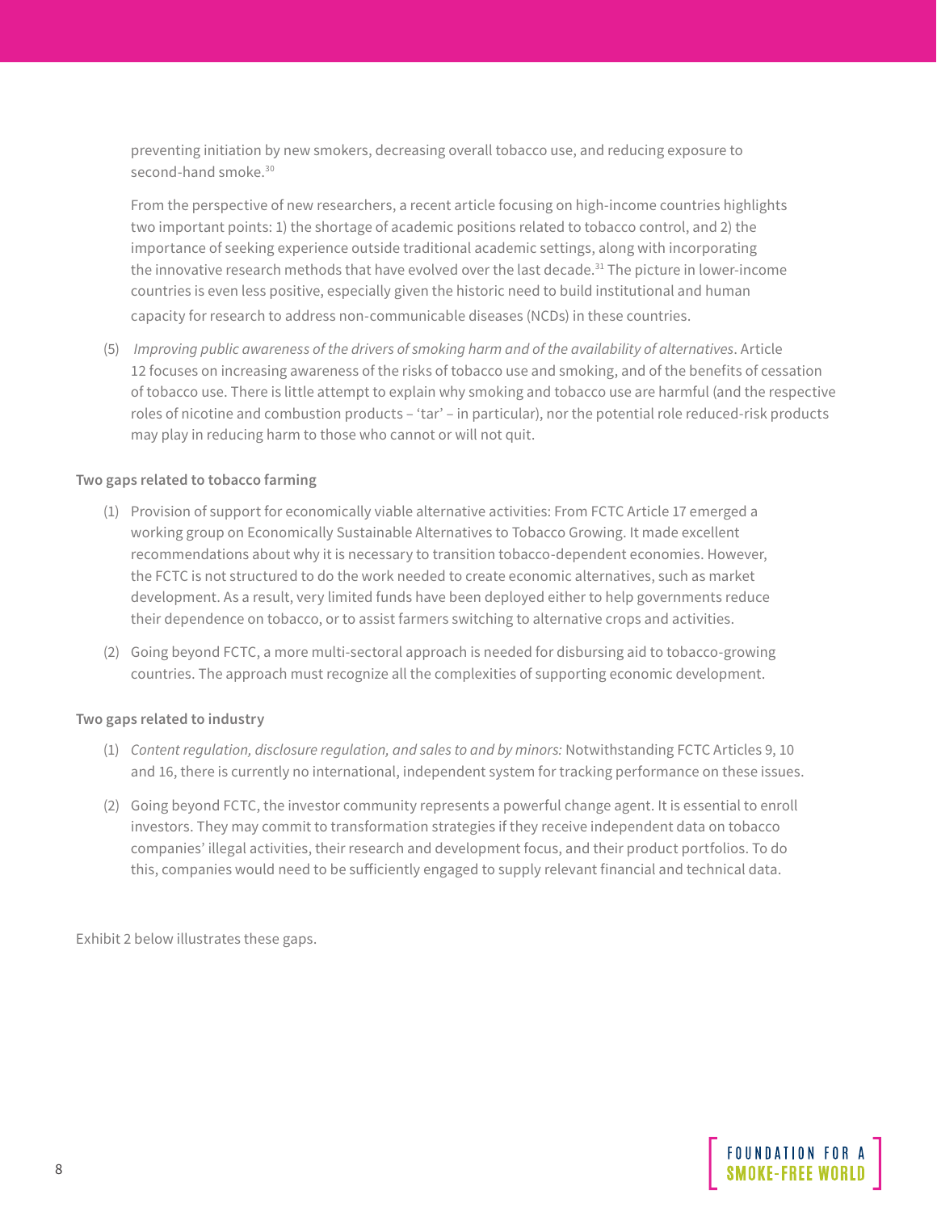preventing initiation by new smokers, decreasing overall tobacco use, and reducing exposure to second-hand smoke.[30]

From the perspective of new researchers, a recent article focusing on high-income countries highlights two important points: 1) the shortage of academic positions related to tobacco control, and 2) the importance of seeking experience outside traditional academic settings, along with incorporating the innovative research methods that have evolved over the last decade.[31] The picture in lower-income countries is even less positive, especially given the historic need to build institutional and human capacity for research to address non-communicable diseases (NCDs) in these countries.

(5) *Improving public awareness of the drivers of smoking harm and of the availability of alternatives*. Article 12 focuses on increasing awareness of the risks of tobacco use and smoking, and of the benefits of cessation of tobacco use. There is little attempt to explain why smoking and tobacco use are harmful (and the respective roles of nicotine and combustion products – 'tar' – in particular), nor the potential role reduced-risk products may play in reducing harm to those who cannot or will not quit.

**Two gaps related to tobacco farming**

(1) Provision of support for economically viable alternative activities: From FCTC Article 17 emerged a working group on Economically Sustainable Alternatives to Tobacco Growing. It made excellent recommendations about why it is necessary to transition tobacco-dependent economies. However, the FCTC is not structured to do the work needed to create economic alternatives, such as market development. As a result, very limited funds have been deployed either to help governments reduce their dependence on tobacco, or to assist farmers switching to alternative crops and activities.

(2) Going beyond FCTC, a more multi-sectoral approach is needed for disbursing aid to tobacco-growing countries. The approach must recognize all the complexities of supporting economic development.

**Two gaps related to industry**

(1) *Content regulation, disclosure regulation, and sales to and by minors:* Notwithstanding FCTC Articles 9, 10 and 16, there is currently no international, independent system for tracking performance on these issues.

(2) Going beyond FCTC, the investor community represents a powerful change agent. It is essential to enroll investors. They may commit to transformation strategies if they receive independent data on tobacco companies' illegal activities, their research and development focus, and their product portfolios. To do this, companies would need to be sufficiently engaged to supply relevant financial and technical data.

Exhibit 2 below illustrates these gaps.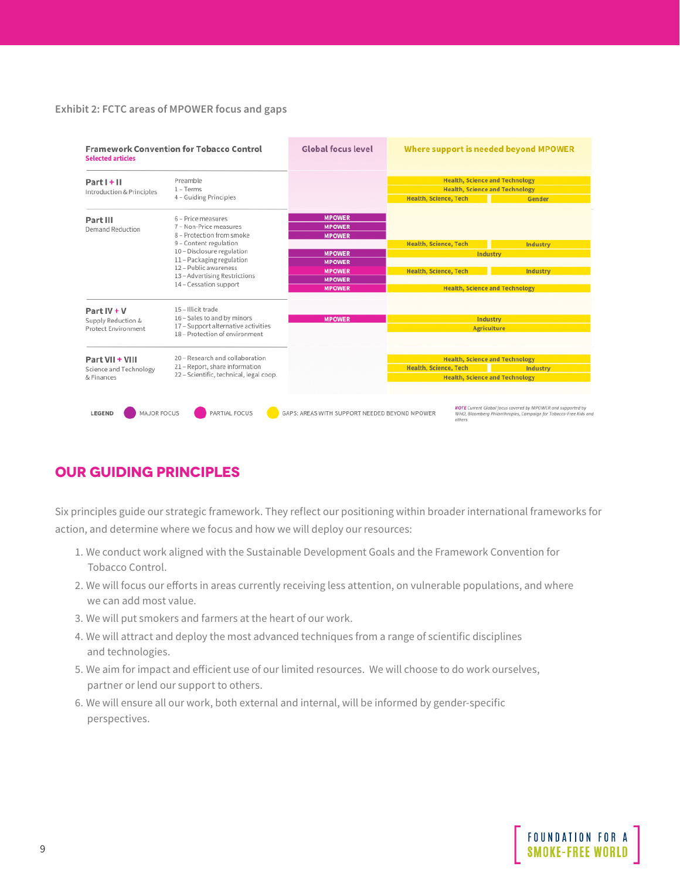Exhibit 2: FCTC areas of MPOWER focus and gaps

| Framework Convention for Tobacco Control (Selected articles) | | Global focus level | Where support is needed beyond MPOWER | |
|---|---|---|---|---|
| **Part I + II** Introduction & Principles | Preamble | | Health, Science and Technology | |
| | 1 – Terms | | Health, Science and Technology | |
| | 4 – Guiding Principles | | Health, Science, Tech | Gender |
| **Part III** Demand Reduction | 6 – Price measures | MPOWER | | |
| | 7 – Non-Price measures | MPOWER | | |
| | 8 – Protection from smoke | MPOWER | | |
| | 9 – Content regulation | | Health, Science, Tech | Industry |
| | 10 – Disclosure regulation | MPOWER | Industry | |
| | 11 – Packaging regulation | MPOWER | | |
| | 12 – Public awareness | MPOWER | Health, Science, Tech | Industry |
| | 13 – Advertising Restrictions | MPOWER | | |
| | 14 – Cessation support | MPOWER | Health, Science and Technology | |
| **Part IV + V** Supply Reduction & Protect Environment | 15 – Illicit trade | | | |
| | 16 – Sales to and by minors | MPOWER | Industry | |
| | 17 – Support alternative activities | | Agriculture | |
| | 18 – Protection of environment | | | |
| **Part VII + VIII** Science and Technology & Finances | 20 – Research and collaboration | | Health, Science and Technology | |
| | 21 – Report, share information | | Health, Science, Tech | Industry |
| | 22 – Scientific, technical, legal coop. | | Health, Science and Technology | |

LEGEND: MAJOR FOCUS; PARTIAL FOCUS; GAPS: AREAS WITH SUPPORT NEEDED BEYOND MPOWER

*NOTE Current Global focus covered by MPOWER and supported by WHO, Bloomberg Philanthropies, Campaign for Tobacco-Free Kids and others*

## OUR GUIDING PRINCIPLES

Six principles guide our strategic framework. They reflect our positioning within broader international frameworks for action, and determine where we focus and how we will deploy our resources:

1. We conduct work aligned with the Sustainable Development Goals and the Framework Convention for Tobacco Control.
2. We will focus our efforts in areas currently receiving less attention, on vulnerable populations, and where we can add most value.
3. We will put smokers and farmers at the heart of our work.
4. We will attract and deploy the most advanced techniques from a range of scientific disciplines and technologies.
5. We aim for impact and efficient use of our limited resources. We will choose to do work ourselves, partner or lend our support to others.
6. We will ensure all our work, both external and internal, will be informed by gender-specific perspectives.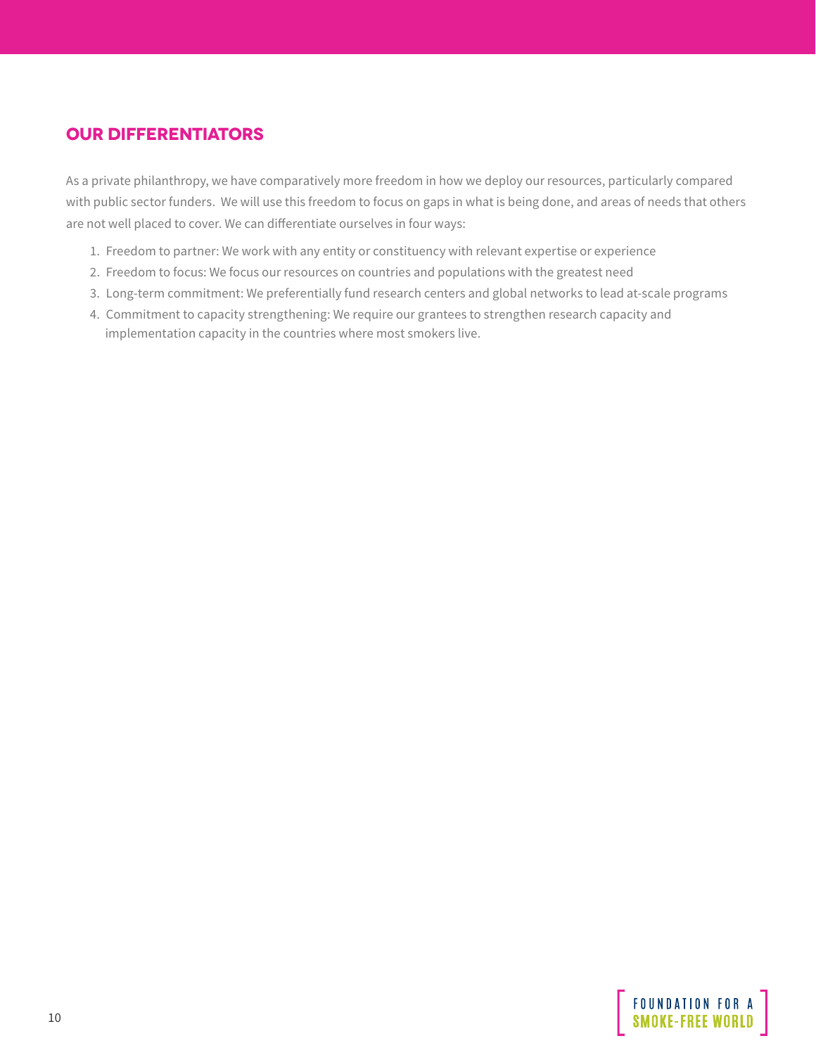## OUR DIFFERENTIATORS

As a private philanthropy, we have comparatively more freedom in how we deploy our resources, particularly compared with public sector funders. We will use this freedom to focus on gaps in what is being done, and areas of needs that others are not well placed to cover. We can differentiate ourselves in four ways:

1. Freedom to partner: We work with any entity or constituency with relevant expertise or experience
2. Freedom to focus: We focus our resources on countries and populations with the greatest need
3. Long-term commitment: We preferentially fund research centers and global networks to lead at-scale programs
4. Commitment to capacity strengthening: We require our grantees to strengthen research capacity and implementation capacity in the countries where most smokers live.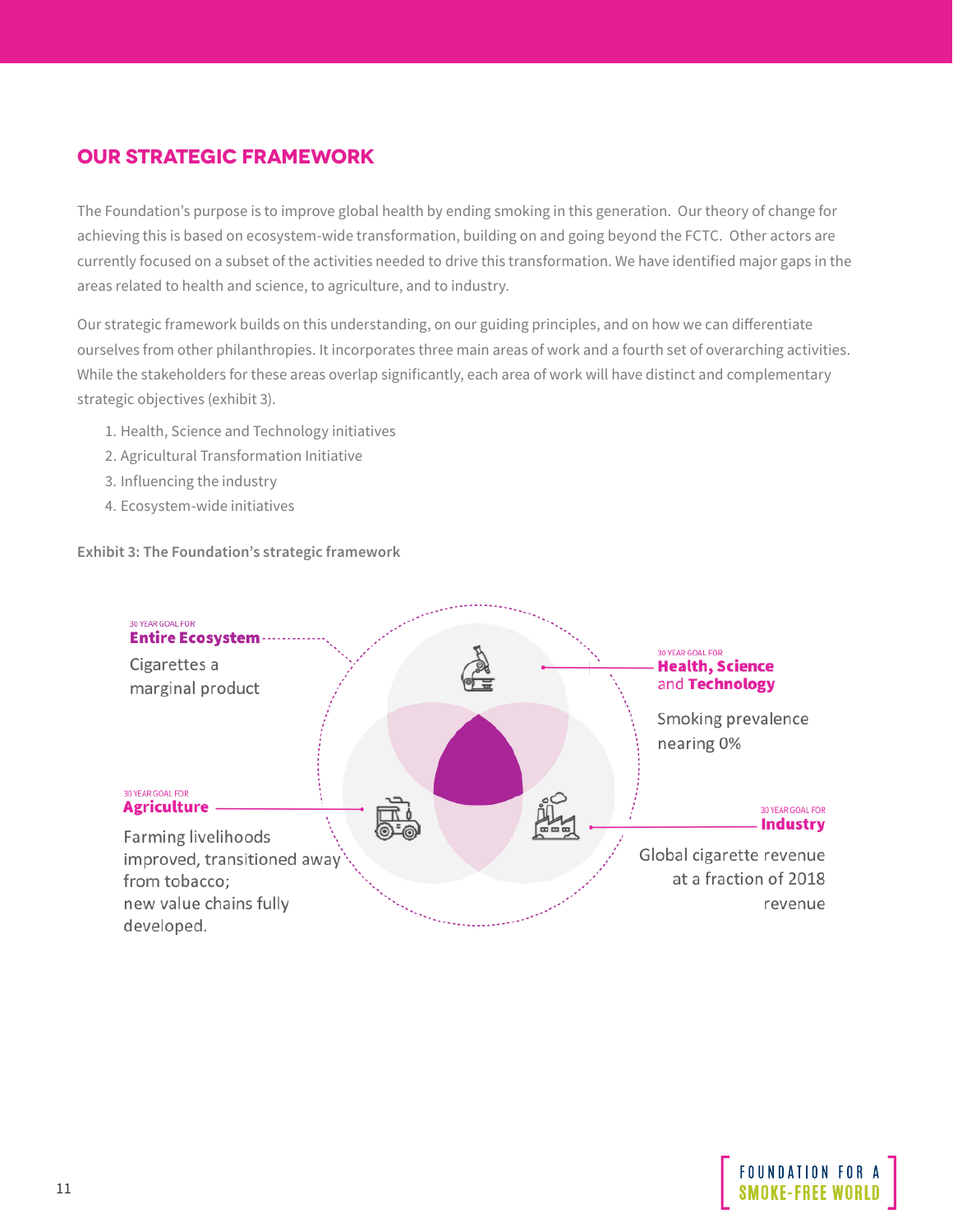## OUR STRATEGIC FRAMEWORK

The Foundation's purpose is to improve global health by ending smoking in this generation. Our theory of change for achieving this is based on ecosystem-wide transformation, building on and going beyond the FCTC. Other actors are currently focused on a subset of the activities needed to drive this transformation. We have identified major gaps in the areas related to health and science, to agriculture, and to industry.

Our strategic framework builds on this understanding, on our guiding principles, and on how we can differentiate ourselves from other philanthropies. It incorporates three main areas of work and a fourth set of overarching activities. While the stakeholders for these areas overlap significantly, each area of work will have distinct and complementary strategic objectives (exhibit 3).

1. Health, Science and Technology initiatives
2. Agricultural Transformation Initiative
3. Influencing the industry
4. Ecosystem-wide initiatives

**Exhibit 3: The Foundation's strategic framework**

30 YEAR GOAL FOR
**Entire Ecosystem**

Cigarettes a marginal product

30 YEAR GOAL FOR
**Health, Science and Technology**

Smoking prevalence nearing 0%

30 YEAR GOAL FOR
**Agriculture**

Farming livelihoods improved, transitioned away from tobacco; new value chains fully developed.

30 YEAR GOAL FOR
**Industry**

Global cigarette revenue at a fraction of 2018 revenue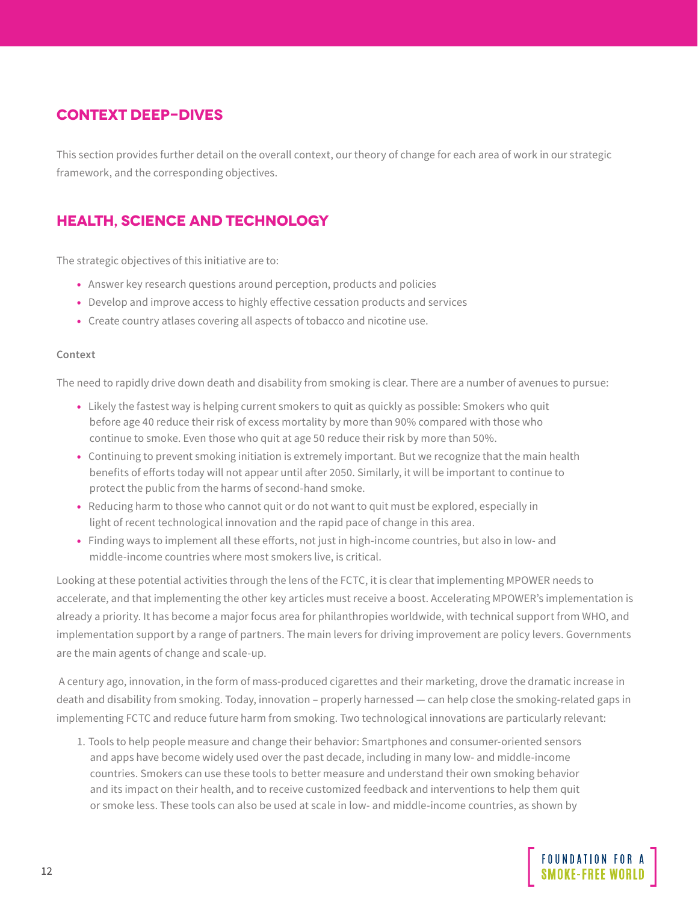## CONTEXT DEEP-DIVES

This section provides further detail on the overall context, our theory of change for each area of work in our strategic framework, and the corresponding objectives.

## HEALTH, SCIENCE AND TECHNOLOGY

The strategic objectives of this initiative are to:

- Answer key research questions around perception, products and policies
- Develop and improve access to highly effective cessation products and services
- Create country atlases covering all aspects of tobacco and nicotine use.

**Context**

The need to rapidly drive down death and disability from smoking is clear. There are a number of avenues to pursue:

- Likely the fastest way is helping current smokers to quit as quickly as possible: Smokers who quit before age 40 reduce their risk of excess mortality by more than 90% compared with those who continue to smoke. Even those who quit at age 50 reduce their risk by more than 50%.
- Continuing to prevent smoking initiation is extremely important. But we recognize that the main health benefits of efforts today will not appear until after 2050. Similarly, it will be important to continue to protect the public from the harms of second-hand smoke.
- Reducing harm to those who cannot quit or do not want to quit must be explored, especially in light of recent technological innovation and the rapid pace of change in this area.
- Finding ways to implement all these efforts, not just in high-income countries, but also in low- and middle-income countries where most smokers live, is critical.

Looking at these potential activities through the lens of the FCTC, it is clear that implementing MPOWER needs to accelerate, and that implementing the other key articles must receive a boost. Accelerating MPOWER's implementation is already a priority. It has become a major focus area for philanthropies worldwide, with technical support from WHO, and implementation support by a range of partners. The main levers for driving improvement are policy levers. Governments are the main agents of change and scale-up.

A century ago, innovation, in the form of mass-produced cigarettes and their marketing, drove the dramatic increase in death and disability from smoking. Today, innovation – properly harnessed — can help close the smoking-related gaps in implementing FCTC and reduce future harm from smoking. Two technological innovations are particularly relevant:

1. Tools to help people measure and change their behavior: Smartphones and consumer-oriented sensors and apps have become widely used over the past decade, including in many low- and middle-income countries. Smokers can use these tools to better measure and understand their own smoking behavior and its impact on their health, and to receive customized feedback and interventions to help them quit or smoke less. These tools can also be used at scale in low- and middle-income countries, as shown by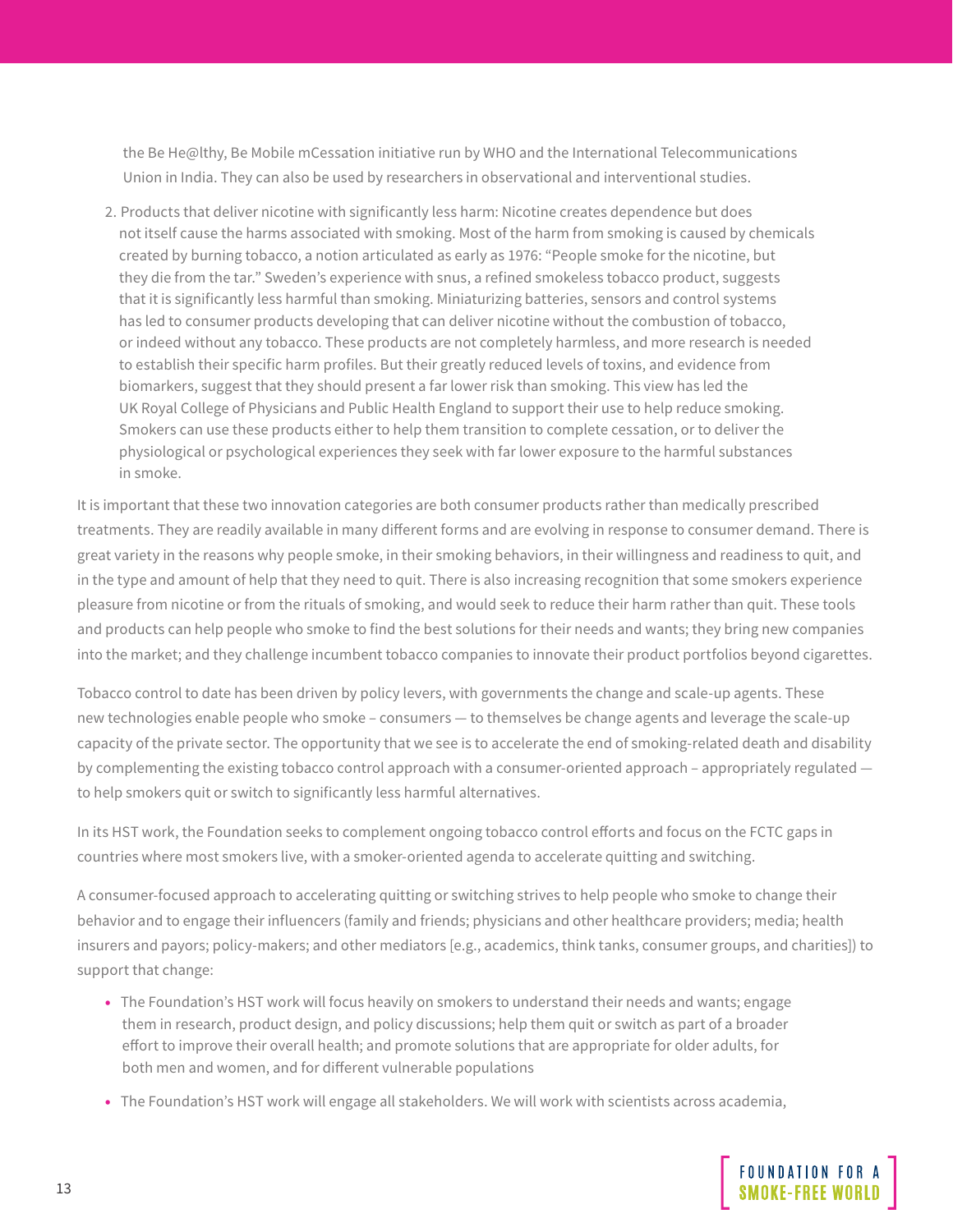the Be He@lthy, Be Mobile mCessation initiative run by WHO and the International Telecommunications Union in India. They can also be used by researchers in observational and interventional studies.

2. Products that deliver nicotine with significantly less harm: Nicotine creates dependence but does not itself cause the harms associated with smoking. Most of the harm from smoking is caused by chemicals created by burning tobacco, a notion articulated as early as 1976: "People smoke for the nicotine, but they die from the tar." Sweden's experience with snus, a refined smokeless tobacco product, suggests that it is significantly less harmful than smoking. Miniaturizing batteries, sensors and control systems has led to consumer products developing that can deliver nicotine without the combustion of tobacco, or indeed without any tobacco. These products are not completely harmless, and more research is needed to establish their specific harm profiles. But their greatly reduced levels of toxins, and evidence from biomarkers, suggest that they should present a far lower risk than smoking. This view has led the UK Royal College of Physicians and Public Health England to support their use to help reduce smoking. Smokers can use these products either to help them transition to complete cessation, or to deliver the physiological or psychological experiences they seek with far lower exposure to the harmful substances in smoke.

It is important that these two innovation categories are both consumer products rather than medically prescribed treatments. They are readily available in many different forms and are evolving in response to consumer demand. There is great variety in the reasons why people smoke, in their smoking behaviors, in their willingness and readiness to quit, and in the type and amount of help that they need to quit. There is also increasing recognition that some smokers experience pleasure from nicotine or from the rituals of smoking, and would seek to reduce their harm rather than quit. These tools and products can help people who smoke to find the best solutions for their needs and wants; they bring new companies into the market; and they challenge incumbent tobacco companies to innovate their product portfolios beyond cigarettes.

Tobacco control to date has been driven by policy levers, with governments the change and scale-up agents. These new technologies enable people who smoke – consumers — to themselves be change agents and leverage the scale-up capacity of the private sector. The opportunity that we see is to accelerate the end of smoking-related death and disability by complementing the existing tobacco control approach with a consumer-oriented approach – appropriately regulated — to help smokers quit or switch to significantly less harmful alternatives.

In its HST work, the Foundation seeks to complement ongoing tobacco control efforts and focus on the FCTC gaps in countries where most smokers live, with a smoker-oriented agenda to accelerate quitting and switching.

A consumer-focused approach to accelerating quitting or switching strives to help people who smoke to change their behavior and to engage their influencers (family and friends; physicians and other healthcare providers; media; health insurers and payors; policy-makers; and other mediators [e.g., academics, think tanks, consumer groups, and charities]) to support that change:

- The Foundation's HST work will focus heavily on smokers to understand their needs and wants; engage them in research, product design, and policy discussions; help them quit or switch as part of a broader effort to improve their overall health; and promote solutions that are appropriate for older adults, for both men and women, and for different vulnerable populations
- The Foundation's HST work will engage all stakeholders. We will work with scientists across academia,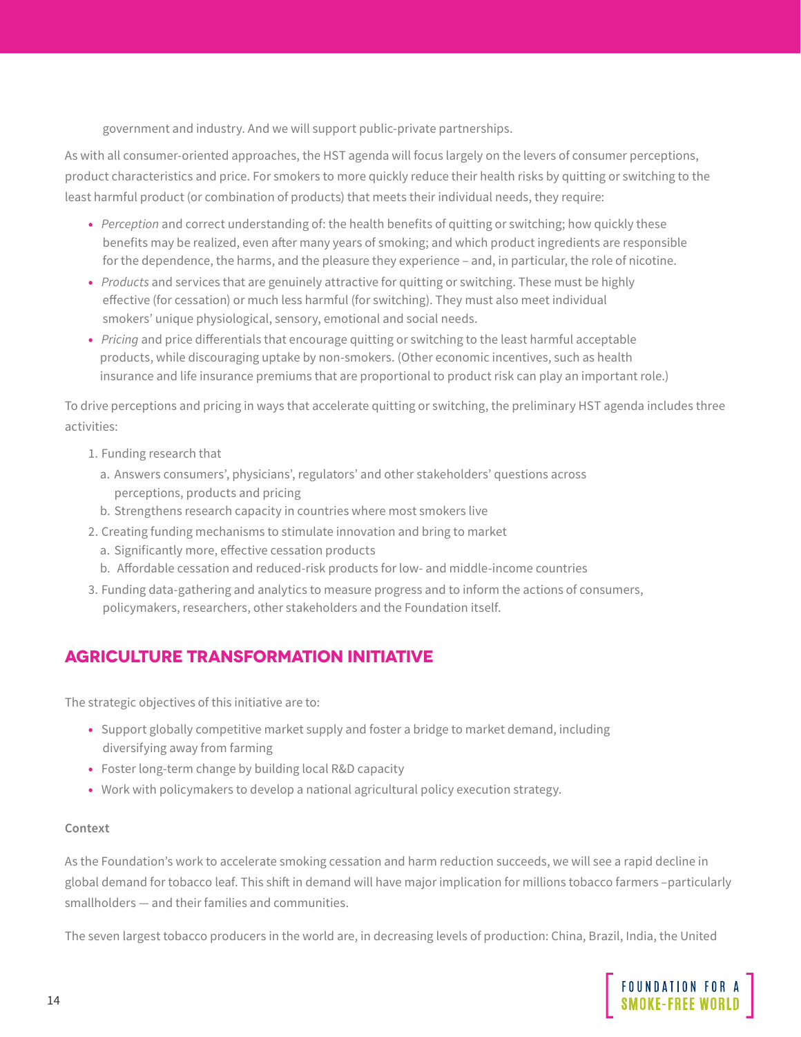government and industry. And we will support public-private partnerships.

As with all consumer-oriented approaches, the HST agenda will focus largely on the levers of consumer perceptions, product characteristics and price. For smokers to more quickly reduce their health risks by quitting or switching to the least harmful product (or combination of products) that meets their individual needs, they require:

- *Perception* and correct understanding of: the health benefits of quitting or switching; how quickly these benefits may be realized, even after many years of smoking; and which product ingredients are responsible for the dependence, the harms, and the pleasure they experience – and, in particular, the role of nicotine.
- *Products* and services that are genuinely attractive for quitting or switching. These must be highly effective (for cessation) or much less harmful (for switching). They must also meet individual smokers' unique physiological, sensory, emotional and social needs.
- *Pricing* and price differentials that encourage quitting or switching to the least harmful acceptable products, while discouraging uptake by non-smokers. (Other economic incentives, such as health insurance and life insurance premiums that are proportional to product risk can play an important role.)

To drive perceptions and pricing in ways that accelerate quitting or switching, the preliminary HST agenda includes three activities:

1. Funding research that
   a. Answers consumers', physicians', regulators' and other stakeholders' questions across perceptions, products and pricing
   b. Strengthens research capacity in countries where most smokers live
2. Creating funding mechanisms to stimulate innovation and bring to market
   a. Significantly more, effective cessation products
   b. Affordable cessation and reduced-risk products for low- and middle-income countries
3. Funding data-gathering and analytics to measure progress and to inform the actions of consumers, policymakers, researchers, other stakeholders and the Foundation itself.

## AGRICULTURE TRANSFORMATION INITIATIVE

The strategic objectives of this initiative are to:

- Support globally competitive market supply and foster a bridge to market demand, including diversifying away from farming
- Foster long-term change by building local R&D capacity
- Work with policymakers to develop a national agricultural policy execution strategy.

**Context**

As the Foundation's work to accelerate smoking cessation and harm reduction succeeds, we will see a rapid decline in global demand for tobacco leaf. This shift in demand will have major implication for millions tobacco farmers –particularly smallholders — and their families and communities.

The seven largest tobacco producers in the world are, in decreasing levels of production: China, Brazil, India, the United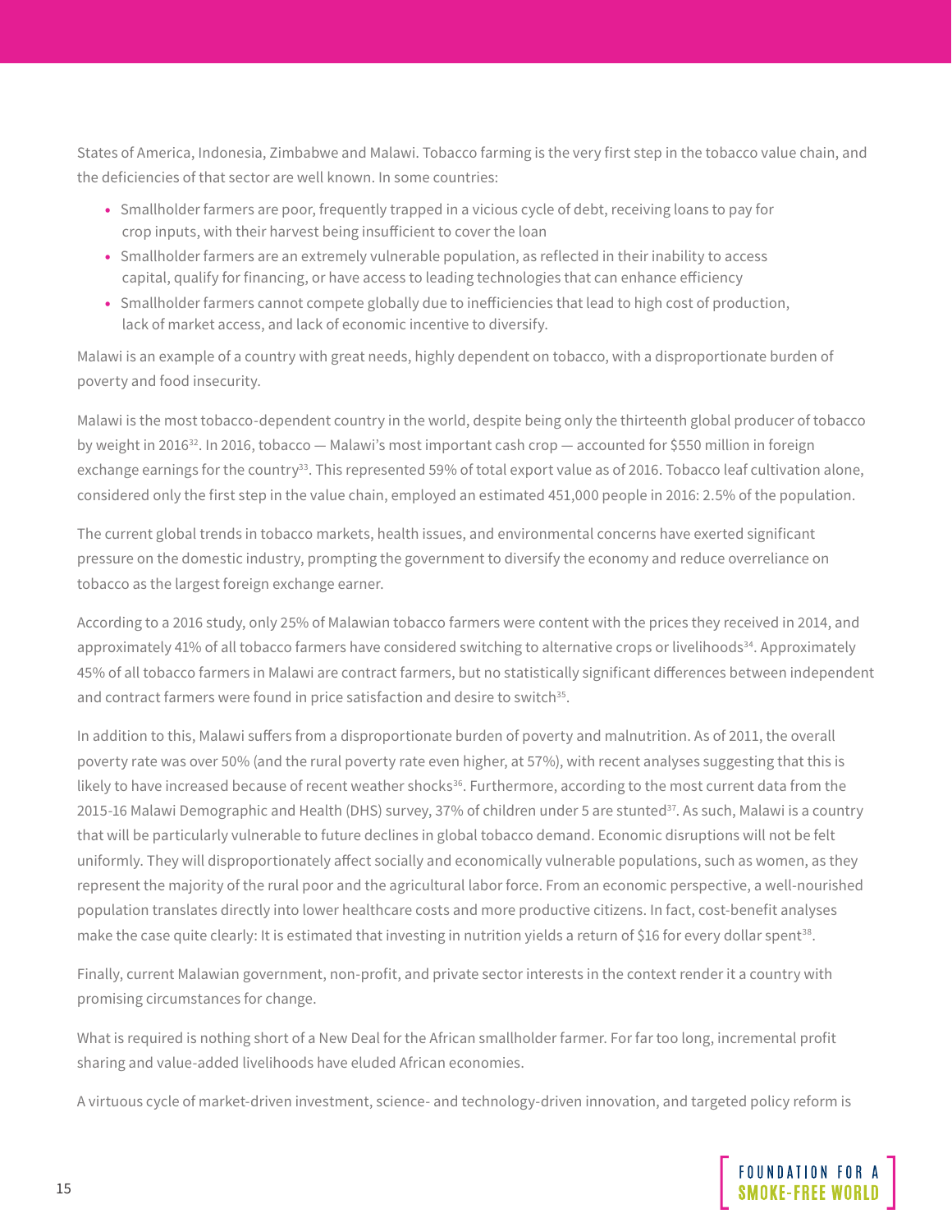States of America, Indonesia, Zimbabwe and Malawi. Tobacco farming is the very first step in the tobacco value chain, and the deficiencies of that sector are well known. In some countries:

- Smallholder farmers are poor, frequently trapped in a vicious cycle of debt, receiving loans to pay for crop inputs, with their harvest being insufficient to cover the loan
- Smallholder farmers are an extremely vulnerable population, as reflected in their inability to access capital, qualify for financing, or have access to leading technologies that can enhance efficiency
- Smallholder farmers cannot compete globally due to inefficiencies that lead to high cost of production, lack of market access, and lack of economic incentive to diversify.

Malawi is an example of a country with great needs, highly dependent on tobacco, with a disproportionate burden of poverty and food insecurity.

Malawi is the most tobacco-dependent country in the world, despite being only the thirteenth global producer of tobacco by weight in 2016[32]. In 2016, tobacco — Malawi's most important cash crop — accounted for $550 million in foreign exchange earnings for the country[33]. This represented 59% of total export value as of 2016. Tobacco leaf cultivation alone, considered only the first step in the value chain, employed an estimated 451,000 people in 2016: 2.5% of the population.

The current global trends in tobacco markets, health issues, and environmental concerns have exerted significant pressure on the domestic industry, prompting the government to diversify the economy and reduce overreliance on tobacco as the largest foreign exchange earner.

According to a 2016 study, only 25% of Malawian tobacco farmers were content with the prices they received in 2014, and approximately 41% of all tobacco farmers have considered switching to alternative crops or livelihoods[34]. Approximately 45% of all tobacco farmers in Malawi are contract farmers, but no statistically significant differences between independent and contract farmers were found in price satisfaction and desire to switch[35].

In addition to this, Malawi suffers from a disproportionate burden of poverty and malnutrition. As of 2011, the overall poverty rate was over 50% (and the rural poverty rate even higher, at 57%), with recent analyses suggesting that this is likely to have increased because of recent weather shocks[36]. Furthermore, according to the most current data from the 2015-16 Malawi Demographic and Health (DHS) survey, 37% of children under 5 are stunted[37]. As such, Malawi is a country that will be particularly vulnerable to future declines in global tobacco demand. Economic disruptions will not be felt uniformly. They will disproportionately affect socially and economically vulnerable populations, such as women, as they represent the majority of the rural poor and the agricultural labor force. From an economic perspective, a well-nourished population translates directly into lower healthcare costs and more productive citizens. In fact, cost-benefit analyses make the case quite clearly: It is estimated that investing in nutrition yields a return of $16 for every dollar spent[38].

Finally, current Malawian government, non-profit, and private sector interests in the context render it a country with promising circumstances for change.

What is required is nothing short of a New Deal for the African smallholder farmer. For far too long, incremental profit sharing and value-added livelihoods have eluded African economies.

A virtuous cycle of market-driven investment, science- and technology-driven innovation, and targeted policy reform is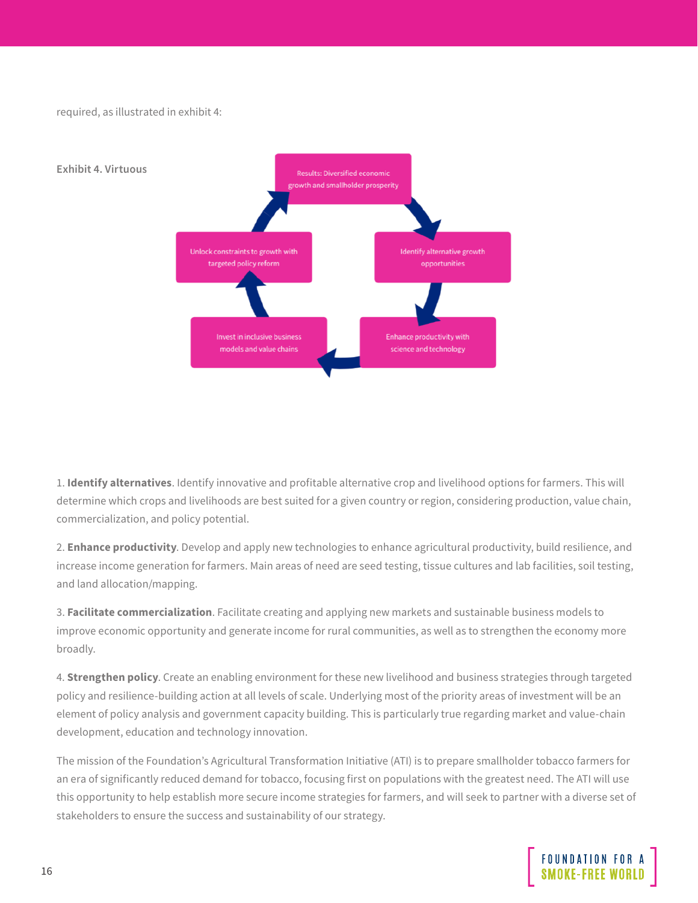required, as illustrated in exhibit 4:

**Exhibit 4. Virtuous**

- Results: Diversified economic growth and smallholder prosperity
- Identify alternative growth opportunities
- Enhance productivity with science and technology
- Invest in inclusive business models and value chains
- Unlock constraints to growth with targeted policy reform

1. **Identify alternatives**. Identify innovative and profitable alternative crop and livelihood options for farmers. This will determine which crops and livelihoods are best suited for a given country or region, considering production, value chain, commercialization, and policy potential.

2. **Enhance productivity**. Develop and apply new technologies to enhance agricultural productivity, build resilience, and increase income generation for farmers. Main areas of need are seed testing, tissue cultures and lab facilities, soil testing, and land allocation/mapping.

3. **Facilitate commercialization**. Facilitate creating and applying new markets and sustainable business models to improve economic opportunity and generate income for rural communities, as well as to strengthen the economy more broadly.

4. **Strengthen policy**. Create an enabling environment for these new livelihood and business strategies through targeted policy and resilience-building action at all levels of scale. Underlying most of the priority areas of investment will be an element of policy analysis and government capacity building. This is particularly true regarding market and value-chain development, education and technology innovation.

The mission of the Foundation's Agricultural Transformation Initiative (ATI) is to prepare smallholder tobacco farmers for an era of significantly reduced demand for tobacco, focusing first on populations with the greatest need. The ATI will use this opportunity to help establish more secure income strategies for farmers, and will seek to partner with a diverse set of stakeholders to ensure the success and sustainability of our strategy.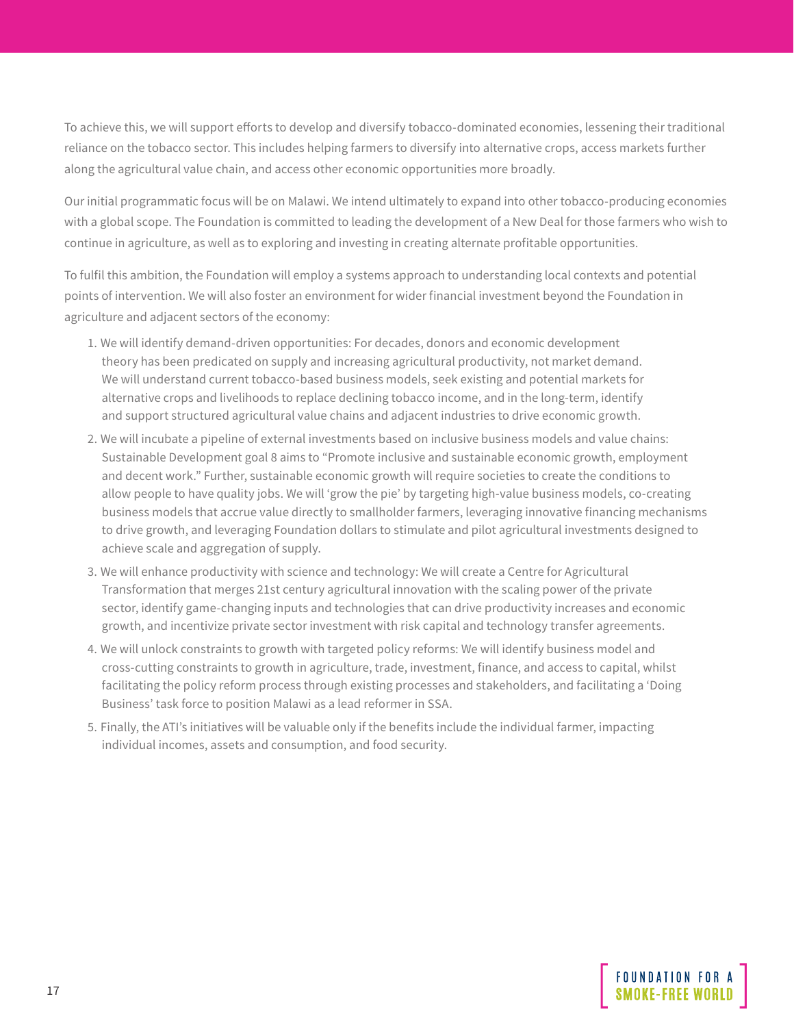To achieve this, we will support efforts to develop and diversify tobacco-dominated economies, lessening their traditional reliance on the tobacco sector. This includes helping farmers to diversify into alternative crops, access markets further along the agricultural value chain, and access other economic opportunities more broadly.

Our initial programmatic focus will be on Malawi. We intend ultimately to expand into other tobacco-producing economies with a global scope. The Foundation is committed to leading the development of a New Deal for those farmers who wish to continue in agriculture, as well as to exploring and investing in creating alternate profitable opportunities.

To fulfil this ambition, the Foundation will employ a systems approach to understanding local contexts and potential points of intervention. We will also foster an environment for wider financial investment beyond the Foundation in agriculture and adjacent sectors of the economy:

1. We will identify demand-driven opportunities: For decades, donors and economic development theory has been predicated on supply and increasing agricultural productivity, not market demand. We will understand current tobacco-based business models, seek existing and potential markets for alternative crops and livelihoods to replace declining tobacco income, and in the long-term, identify and support structured agricultural value chains and adjacent industries to drive economic growth.
2. We will incubate a pipeline of external investments based on inclusive business models and value chains: Sustainable Development goal 8 aims to "Promote inclusive and sustainable economic growth, employment and decent work." Further, sustainable economic growth will require societies to create the conditions to allow people to have quality jobs. We will 'grow the pie' by targeting high-value business models, co-creating business models that accrue value directly to smallholder farmers, leveraging innovative financing mechanisms to drive growth, and leveraging Foundation dollars to stimulate and pilot agricultural investments designed to achieve scale and aggregation of supply.
3. We will enhance productivity with science and technology: We will create a Centre for Agricultural Transformation that merges 21st century agricultural innovation with the scaling power of the private sector, identify game-changing inputs and technologies that can drive productivity increases and economic growth, and incentivize private sector investment with risk capital and technology transfer agreements.
4. We will unlock constraints to growth with targeted policy reforms: We will identify business model and cross-cutting constraints to growth in agriculture, trade, investment, finance, and access to capital, whilst facilitating the policy reform process through existing processes and stakeholders, and facilitating a 'Doing Business' task force to position Malawi as a lead reformer in SSA.
5. Finally, the ATI's initiatives will be valuable only if the benefits include the individual farmer, impacting individual incomes, assets and consumption, and food security.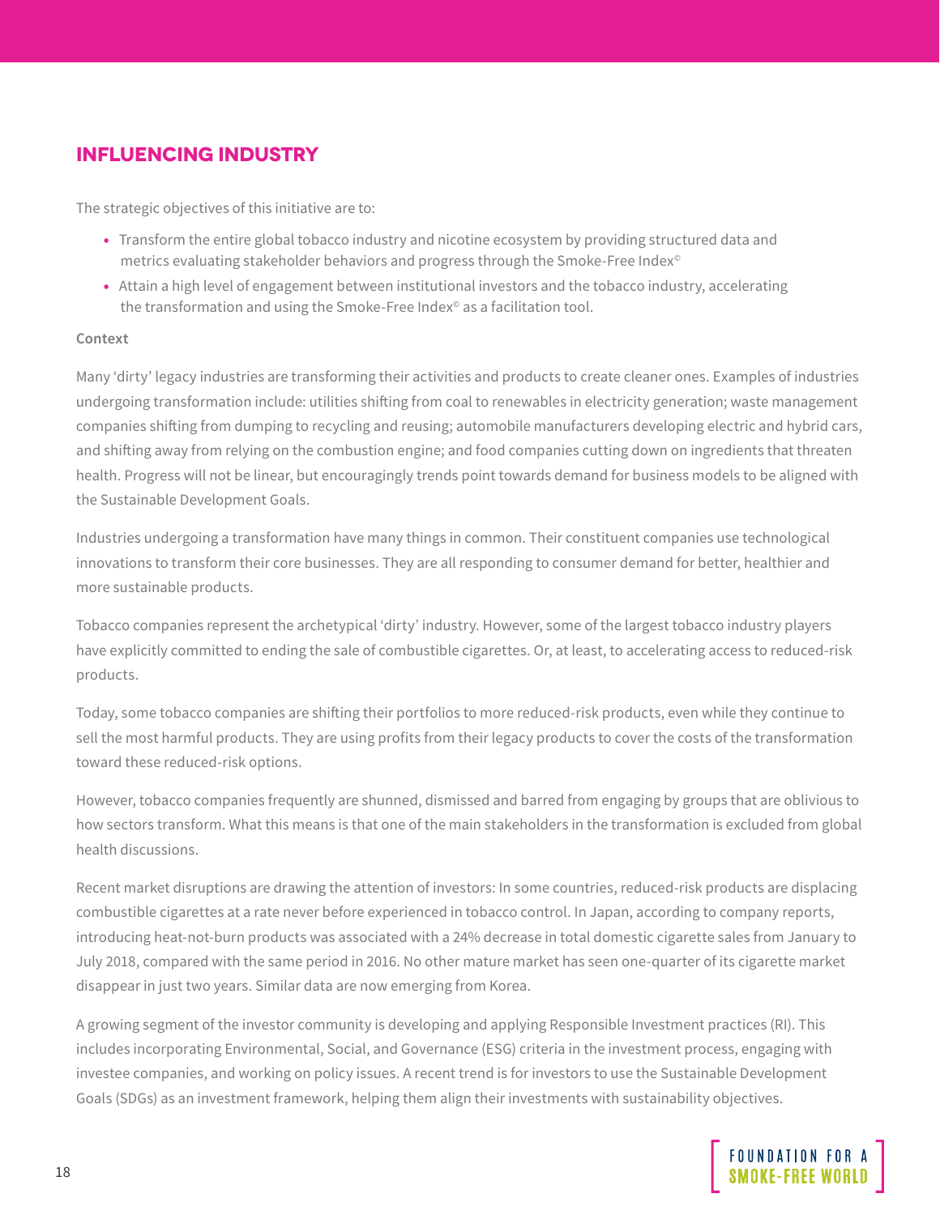## INFLUENCING INDUSTRY

The strategic objectives of this initiative are to:

- Transform the entire global tobacco industry and nicotine ecosystem by providing structured data and metrics evaluating stakeholder behaviors and progress through the Smoke-Free Index©
- Attain a high level of engagement between institutional investors and the tobacco industry, accelerating the transformation and using the Smoke-Free Index© as a facilitation tool.

**Context**

Many 'dirty' legacy industries are transforming their activities and products to create cleaner ones. Examples of industries undergoing transformation include: utilities shifting from coal to renewables in electricity generation; waste management companies shifting from dumping to recycling and reusing; automobile manufacturers developing electric and hybrid cars, and shifting away from relying on the combustion engine; and food companies cutting down on ingredients that threaten health. Progress will not be linear, but encouragingly trends point towards demand for business models to be aligned with the Sustainable Development Goals.

Industries undergoing a transformation have many things in common. Their constituent companies use technological innovations to transform their core businesses. They are all responding to consumer demand for better, healthier and more sustainable products.

Tobacco companies represent the archetypical 'dirty' industry. However, some of the largest tobacco industry players have explicitly committed to ending the sale of combustible cigarettes. Or, at least, to accelerating access to reduced-risk products.

Today, some tobacco companies are shifting their portfolios to more reduced-risk products, even while they continue to sell the most harmful products. They are using profits from their legacy products to cover the costs of the transformation toward these reduced-risk options.

However, tobacco companies frequently are shunned, dismissed and barred from engaging by groups that are oblivious to how sectors transform. What this means is that one of the main stakeholders in the transformation is excluded from global health discussions.

Recent market disruptions are drawing the attention of investors: In some countries, reduced-risk products are displacing combustible cigarettes at a rate never before experienced in tobacco control. In Japan, according to company reports, introducing heat-not-burn products was associated with a 24% decrease in total domestic cigarette sales from January to July 2018, compared with the same period in 2016. No other mature market has seen one-quarter of its cigarette market disappear in just two years. Similar data are now emerging from Korea.

A growing segment of the investor community is developing and applying Responsible Investment practices (RI). This includes incorporating Environmental, Social, and Governance (ESG) criteria in the investment process, engaging with investee companies, and working on policy issues. A recent trend is for investors to use the Sustainable Development Goals (SDGs) as an investment framework, helping them align their investments with sustainability objectives.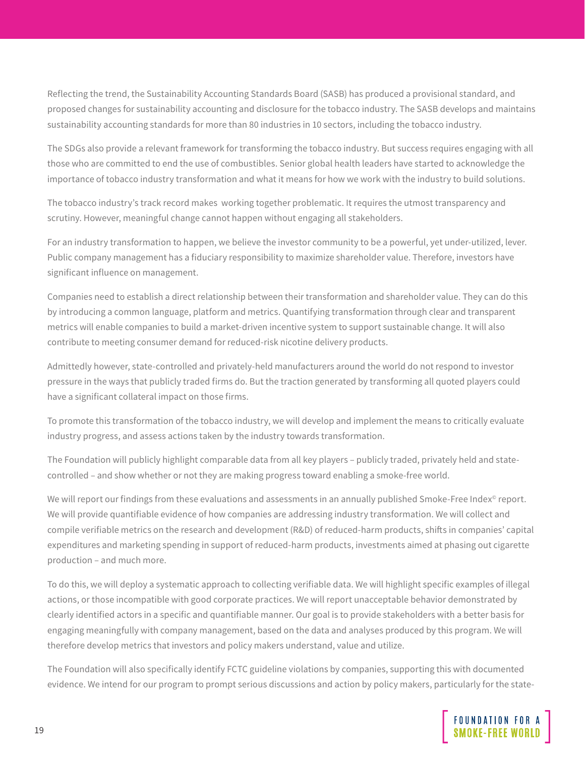Reflecting the trend, the Sustainability Accounting Standards Board (SASB) has produced a provisional standard, and proposed changes for sustainability accounting and disclosure for the tobacco industry. The SASB develops and maintains sustainability accounting standards for more than 80 industries in 10 sectors, including the tobacco industry.

The SDGs also provide a relevant framework for transforming the tobacco industry. But success requires engaging with all those who are committed to end the use of combustibles. Senior global health leaders have started to acknowledge the importance of tobacco industry transformation and what it means for how we work with the industry to build solutions.

The tobacco industry's track record makes working together problematic. It requires the utmost transparency and scrutiny. However, meaningful change cannot happen without engaging all stakeholders.

For an industry transformation to happen, we believe the investor community to be a powerful, yet under-utilized, lever. Public company management has a fiduciary responsibility to maximize shareholder value. Therefore, investors have significant influence on management.

Companies need to establish a direct relationship between their transformation and shareholder value. They can do this by introducing a common language, platform and metrics. Quantifying transformation through clear and transparent metrics will enable companies to build a market-driven incentive system to support sustainable change. It will also contribute to meeting consumer demand for reduced-risk nicotine delivery products.

Admittedly however, state-controlled and privately-held manufacturers around the world do not respond to investor pressure in the ways that publicly traded firms do. But the traction generated by transforming all quoted players could have a significant collateral impact on those firms.

To promote this transformation of the tobacco industry, we will develop and implement the means to critically evaluate industry progress, and assess actions taken by the industry towards transformation.

The Foundation will publicly highlight comparable data from all key players – publicly traded, privately held and state-controlled – and show whether or not they are making progress toward enabling a smoke-free world.

We will report our findings from these evaluations and assessments in an annually published Smoke-Free Index© report. We will provide quantifiable evidence of how companies are addressing industry transformation. We will collect and compile verifiable metrics on the research and development (R&D) of reduced-harm products, shifts in companies' capital expenditures and marketing spending in support of reduced-harm products, investments aimed at phasing out cigarette production – and much more.

To do this, we will deploy a systematic approach to collecting verifiable data. We will highlight specific examples of illegal actions, or those incompatible with good corporate practices. We will report unacceptable behavior demonstrated by clearly identified actors in a specific and quantifiable manner. Our goal is to provide stakeholders with a better basis for engaging meaningfully with company management, based on the data and analyses produced by this program. We will therefore develop metrics that investors and policy makers understand, value and utilize.

The Foundation will also specifically identify FCTC guideline violations by companies, supporting this with documented evidence. We intend for our program to prompt serious discussions and action by policy makers, particularly for the state-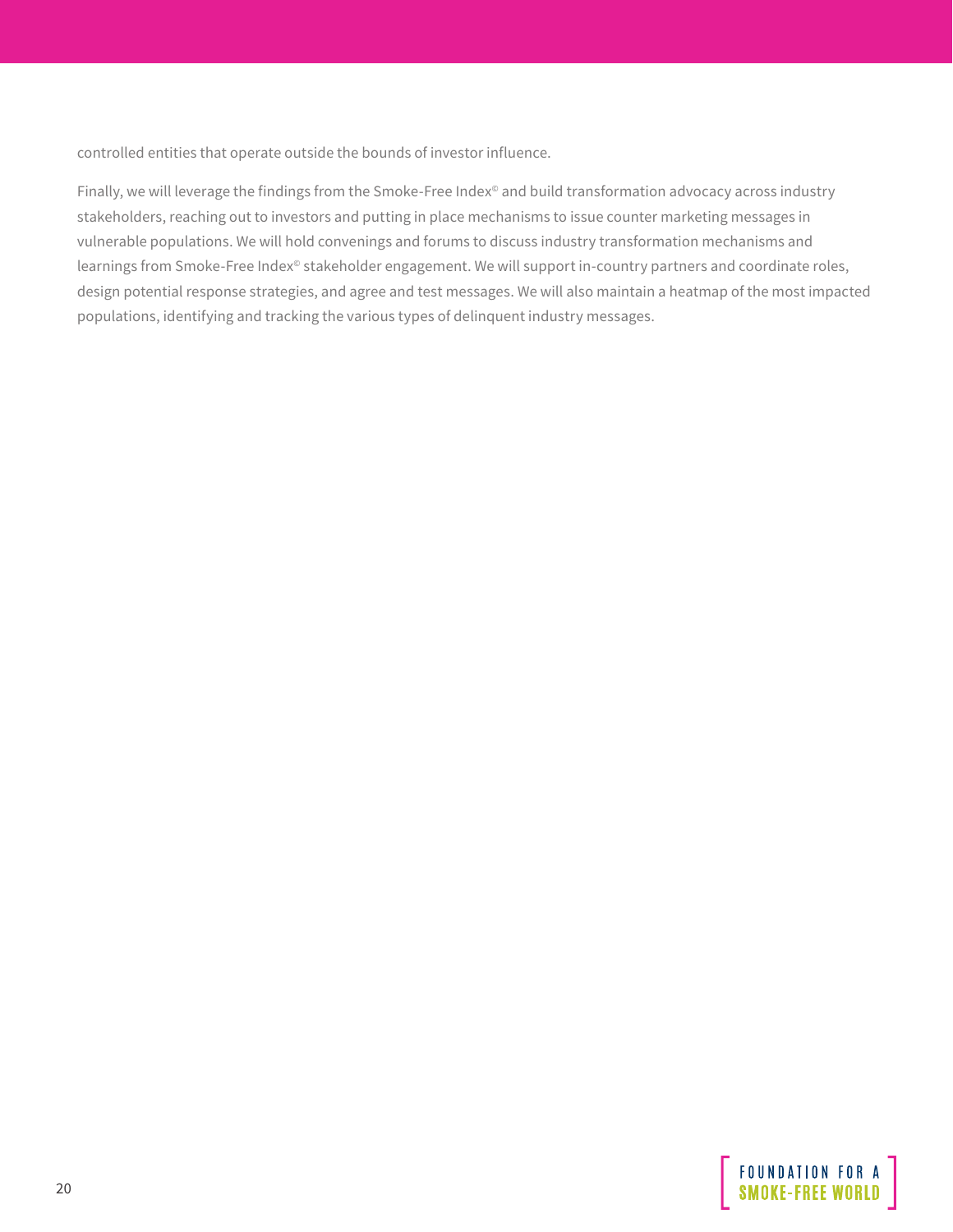controlled entities that operate outside the bounds of investor influence.

Finally, we will leverage the findings from the Smoke-Free Index© and build transformation advocacy across industry stakeholders, reaching out to investors and putting in place mechanisms to issue counter marketing messages in vulnerable populations. We will hold convenings and forums to discuss industry transformation mechanisms and learnings from Smoke-Free Index© stakeholder engagement. We will support in-country partners and coordinate roles, design potential response strategies, and agree and test messages. We will also maintain a heatmap of the most impacted populations, identifying and tracking the various types of delinquent industry messages.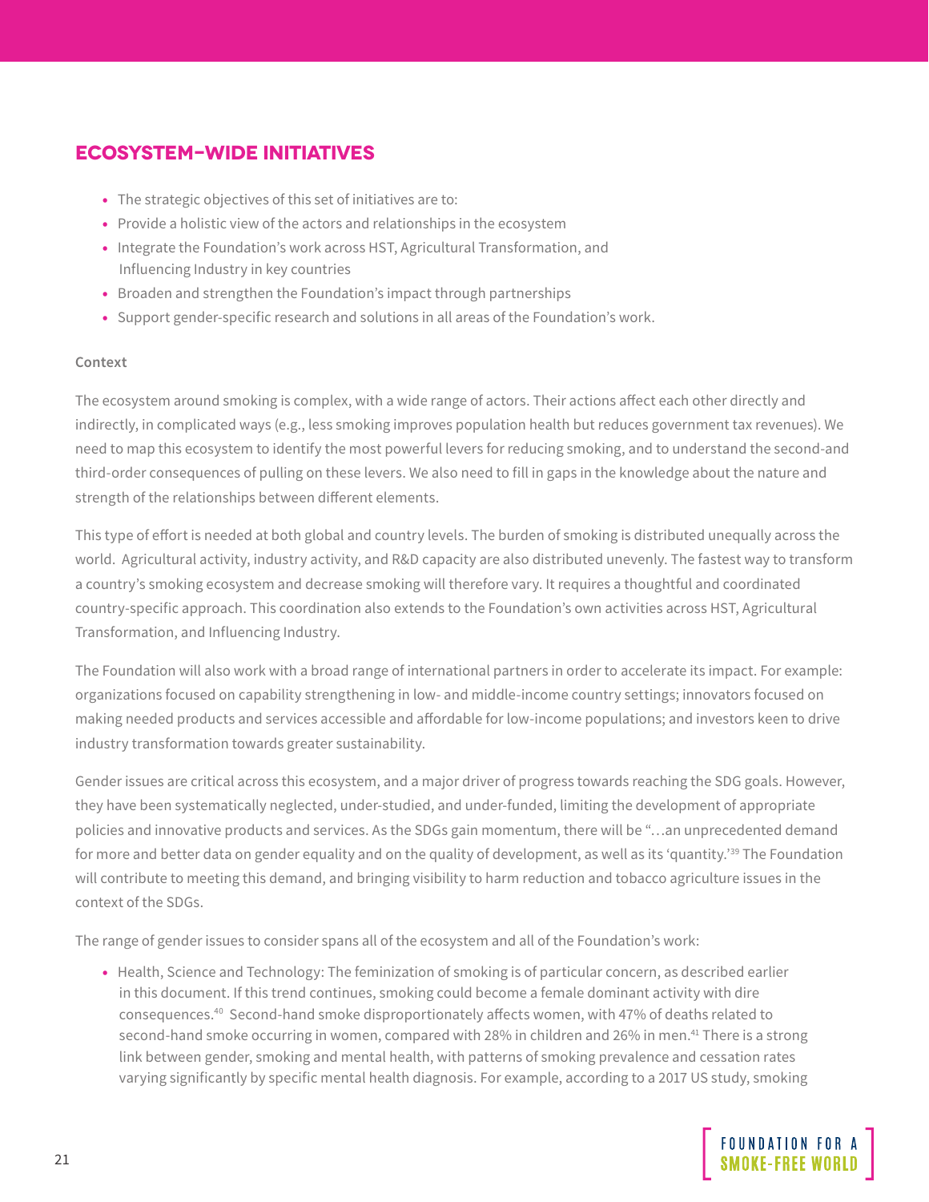## ECOSYSTEM-WIDE INITIATIVES

- The strategic objectives of this set of initiatives are to:
- Provide a holistic view of the actors and relationships in the ecosystem
- Integrate the Foundation's work across HST, Agricultural Transformation, and Influencing Industry in key countries
- Broaden and strengthen the Foundation's impact through partnerships
- Support gender-specific research and solutions in all areas of the Foundation's work.

**Context**

The ecosystem around smoking is complex, with a wide range of actors. Their actions affect each other directly and indirectly, in complicated ways (e.g., less smoking improves population health but reduces government tax revenues). We need to map this ecosystem to identify the most powerful levers for reducing smoking, and to understand the second-and third-order consequences of pulling on these levers. We also need to fill in gaps in the knowledge about the nature and strength of the relationships between different elements.

This type of effort is needed at both global and country levels. The burden of smoking is distributed unequally across the world. Agricultural activity, industry activity, and R&D capacity are also distributed unevenly. The fastest way to transform a country's smoking ecosystem and decrease smoking will therefore vary. It requires a thoughtful and coordinated country-specific approach. This coordination also extends to the Foundation's own activities across HST, Agricultural Transformation, and Influencing Industry.

The Foundation will also work with a broad range of international partners in order to accelerate its impact. For example: organizations focused on capability strengthening in low- and middle-income country settings; innovators focused on making needed products and services accessible and affordable for low-income populations; and investors keen to drive industry transformation towards greater sustainability.

Gender issues are critical across this ecosystem, and a major driver of progress towards reaching the SDG goals. However, they have been systematically neglected, under-studied, and under-funded, limiting the development of appropriate policies and innovative products and services. As the SDGs gain momentum, there will be "…an unprecedented demand for more and better data on gender equality and on the quality of development, as well as its 'quantity.'[39] The Foundation will contribute to meeting this demand, and bringing visibility to harm reduction and tobacco agriculture issues in the context of the SDGs.

The range of gender issues to consider spans all of the ecosystem and all of the Foundation's work:

- Health, Science and Technology: The feminization of smoking is of particular concern, as described earlier in this document. If this trend continues, smoking could become a female dominant activity with dire consequences.[40] Second-hand smoke disproportionately affects women, with 47% of deaths related to second-hand smoke occurring in women, compared with 28% in children and 26% in men.[41] There is a strong link between gender, smoking and mental health, with patterns of smoking prevalence and cessation rates varying significantly by specific mental health diagnosis. For example, according to a 2017 US study, smoking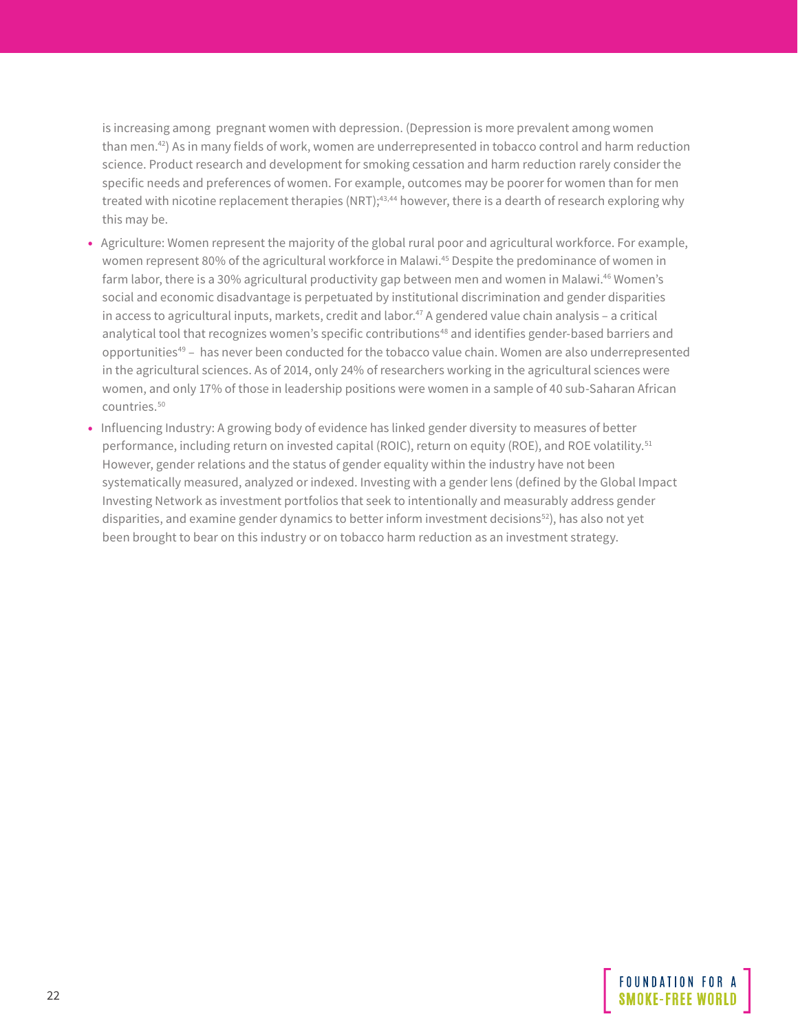is increasing among pregnant women with depression. (Depression is more prevalent among women than men.[42]) As in many fields of work, women are underrepresented in tobacco control and harm reduction science. Product research and development for smoking cessation and harm reduction rarely consider the specific needs and preferences of women. For example, outcomes may be poorer for women than for men treated with nicotine replacement therapies (NRT);[43,44] however, there is a dearth of research exploring why this may be.

- Agriculture: Women represent the majority of the global rural poor and agricultural workforce. For example, women represent 80% of the agricultural workforce in Malawi.[45] Despite the predominance of women in farm labor, there is a 30% agricultural productivity gap between men and women in Malawi.[46] Women's social and economic disadvantage is perpetuated by institutional discrimination and gender disparities in access to agricultural inputs, markets, credit and labor.[47] A gendered value chain analysis – a critical analytical tool that recognizes women's specific contributions[48] and identifies gender-based barriers and opportunities[49] – has never been conducted for the tobacco value chain. Women are also underrepresented in the agricultural sciences. As of 2014, only 24% of researchers working in the agricultural sciences were women, and only 17% of those in leadership positions were women in a sample of 40 sub-Saharan African countries.[50]
- Influencing Industry: A growing body of evidence has linked gender diversity to measures of better performance, including return on invested capital (ROIC), return on equity (ROE), and ROE volatility.[51] However, gender relations and the status of gender equality within the industry have not been systematically measured, analyzed or indexed. Investing with a gender lens (defined by the Global Impact Investing Network as investment portfolios that seek to intentionally and measurably address gender disparities, and examine gender dynamics to better inform investment decisions[52]), has also not yet been brought to bear on this industry or on tobacco harm reduction as an investment strategy.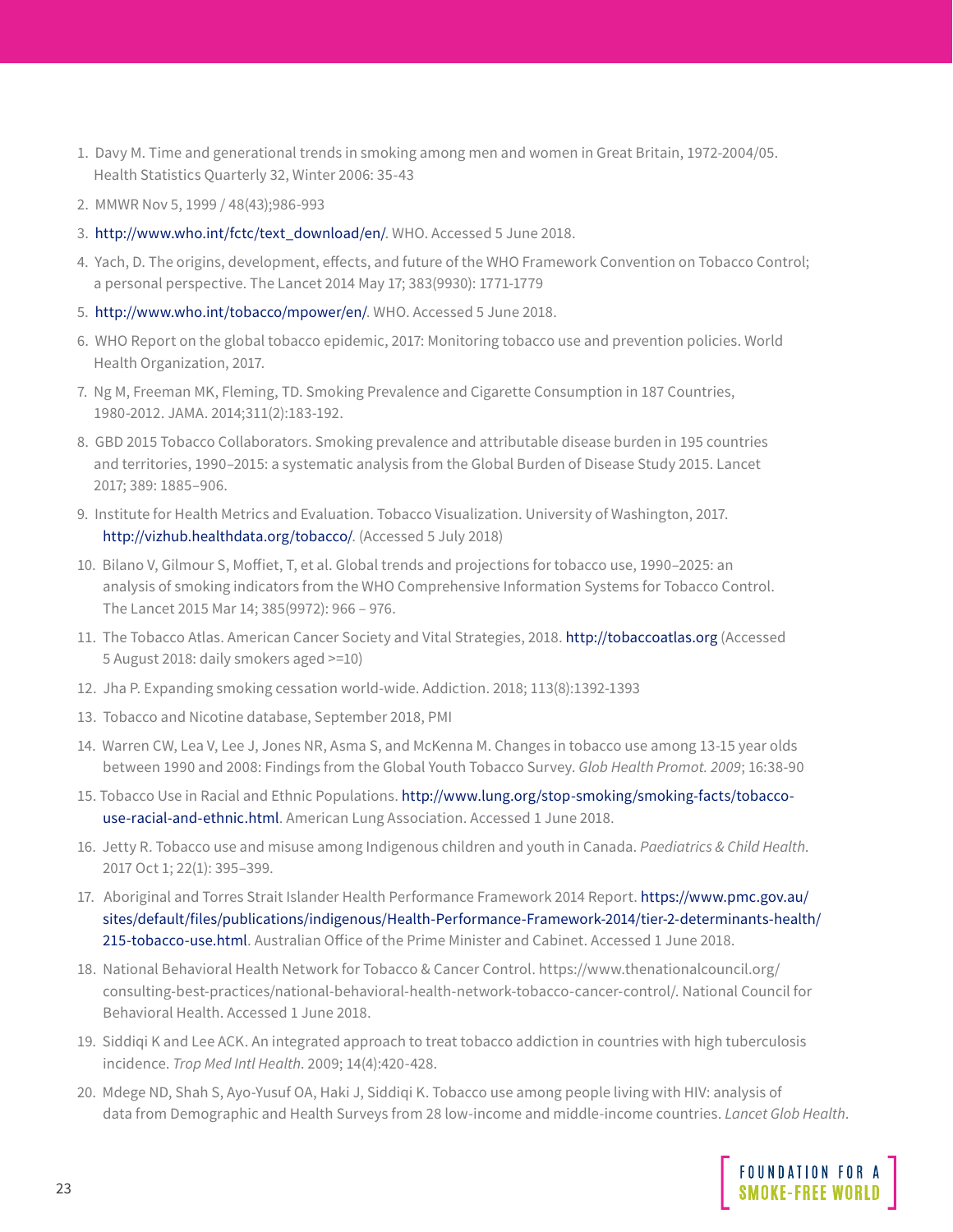1. Davy M. Time and generational trends in smoking among men and women in Great Britain, 1972-2004/05. Health Statistics Quarterly 32, Winter 2006: 35-43
2. MMWR Nov 5, 1999 / 48(43);986-993
3. http://www.who.int/fctc/text_download/en/. WHO. Accessed 5 June 2018.
4. Yach, D. The origins, development, effects, and future of the WHO Framework Convention on Tobacco Control; a personal perspective. The Lancet 2014 May 17; 383(9930): 1771-1779
5. http://www.who.int/tobacco/mpower/en/. WHO. Accessed 5 June 2018.
6. WHO Report on the global tobacco epidemic, 2017: Monitoring tobacco use and prevention policies. World Health Organization, 2017.
7. Ng M, Freeman MK, Fleming, TD. Smoking Prevalence and Cigarette Consumption in 187 Countries, 1980-2012. JAMA. 2014;311(2):183-192.
8. GBD 2015 Tobacco Collaborators. Smoking prevalence and attributable disease burden in 195 countries and territories, 1990–2015: a systematic analysis from the Global Burden of Disease Study 2015. Lancet 2017; 389: 1885–906.
9. Institute for Health Metrics and Evaluation. Tobacco Visualization. University of Washington, 2017. http://vizhub.healthdata.org/tobacco/. (Accessed 5 July 2018)
10. Bilano V, Gilmour S, Moffiet, T, et al. Global trends and projections for tobacco use, 1990–2025: an analysis of smoking indicators from the WHO Comprehensive Information Systems for Tobacco Control. The Lancet 2015 Mar 14; 385(9972): 966 – 976.
11. The Tobacco Atlas. American Cancer Society and Vital Strategies, 2018. http://tobaccoatlas.org (Accessed 5 August 2018: daily smokers aged >=10)
12. Jha P. Expanding smoking cessation world-wide. Addiction. 2018; 113(8):1392-1393
13. Tobacco and Nicotine database, September 2018, PMI
14. Warren CW, Lea V, Lee J, Jones NR, Asma S, and McKenna M. Changes in tobacco use among 13-15 year olds between 1990 and 2008: Findings from the Global Youth Tobacco Survey. *Glob Health Promot. 2009*; 16:38-90
15. Tobacco Use in Racial and Ethnic Populations. http://www.lung.org/stop-smoking/smoking-facts/tobacco-use-racial-and-ethnic.html. American Lung Association. Accessed 1 June 2018.
16. Jetty R. Tobacco use and misuse among Indigenous children and youth in Canada. *Paediatrics & Child Health*. 2017 Oct 1; 22(1): 395–399.
17. Aboriginal and Torres Strait Islander Health Performance Framework 2014 Report. https://www.pmc.gov.au/sites/default/files/publications/indigenous/Health-Performance-Framework-2014/tier-2-determinants-health/215-tobacco-use.html. Australian Office of the Prime Minister and Cabinet. Accessed 1 June 2018.
18. National Behavioral Health Network for Tobacco & Cancer Control. https://www.thenationalcouncil.org/consulting-best-practices/national-behavioral-health-network-tobacco-cancer-control/. National Council for Behavioral Health. Accessed 1 June 2018.
19. Siddiqi K and Lee ACK. An integrated approach to treat tobacco addiction in countries with high tuberculosis incidence. *Trop Med Intl Health*. 2009; 14(4):420-428.
20. Mdege ND, Shah S, Ayo-Yusuf OA, Haki J, Siddiqi K. Tobacco use among people living with HIV: analysis of data from Demographic and Health Surveys from 28 low-income and middle-income countries. *Lancet Glob Health*.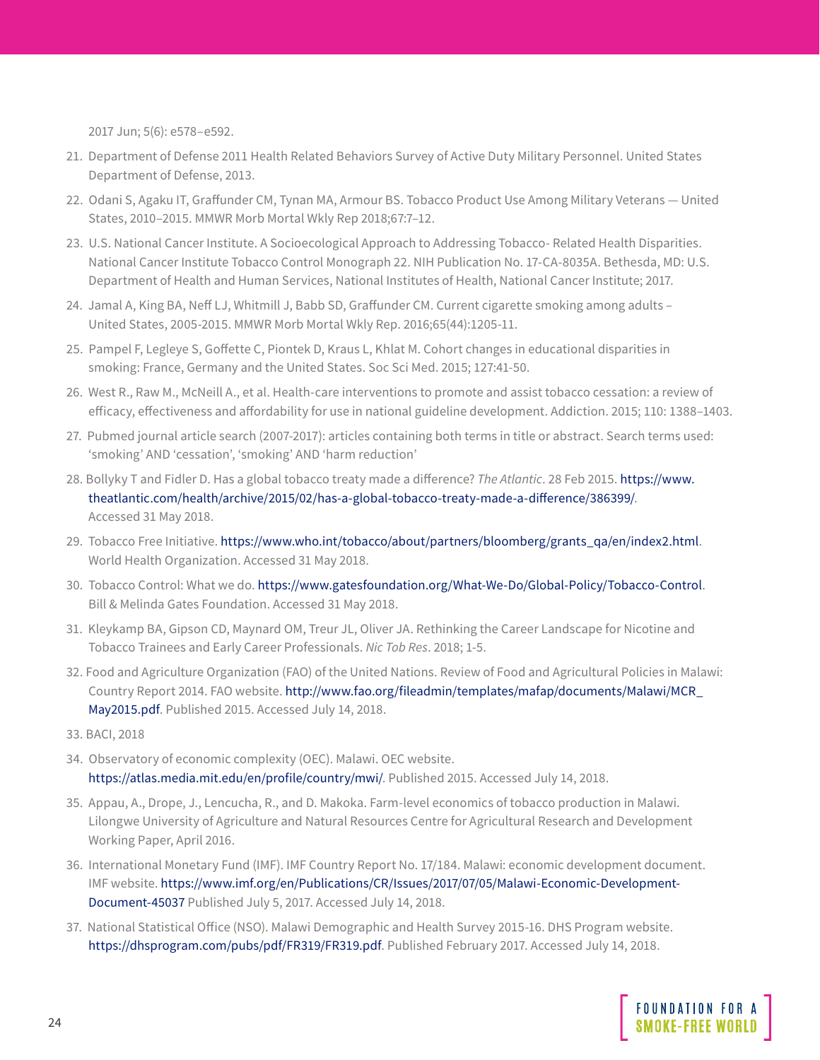2017 Jun; 5(6): e578–e592.

21. Department of Defense 2011 Health Related Behaviors Survey of Active Duty Military Personnel. United States Department of Defense, 2013.
22. Odani S, Agaku IT, Graffunder CM, Tynan MA, Armour BS. Tobacco Product Use Among Military Veterans — United States, 2010–2015. MMWR Morb Mortal Wkly Rep 2018;67:7–12.
23. U.S. National Cancer Institute. A Socioecological Approach to Addressing Tobacco- Related Health Disparities. National Cancer Institute Tobacco Control Monograph 22. NIH Publication No. 17-CA-8035A. Bethesda, MD: U.S. Department of Health and Human Services, National Institutes of Health, National Cancer Institute; 2017.
24. Jamal A, King BA, Neff LJ, Whitmill J, Babb SD, Graffunder CM. Current cigarette smoking among adults – United States, 2005-2015. MMWR Morb Mortal Wkly Rep. 2016;65(44):1205-11.
25. Pampel F, Legleye S, Goffette C, Piontek D, Kraus L, Khlat M. Cohort changes in educational disparities in smoking: France, Germany and the United States. Soc Sci Med. 2015; 127:41-50.
26. West R., Raw M., McNeill A., et al. Health-care interventions to promote and assist tobacco cessation: a review of efficacy, effectiveness and affordability for use in national guideline development. Addiction. 2015; 110: 1388–1403.
27. Pubmed journal article search (2007-2017): articles containing both terms in title or abstract. Search terms used: 'smoking' AND 'cessation', 'smoking' AND 'harm reduction'
28. Bollyky T and Fidler D. Has a global tobacco treaty made a difference? *The Atlantic*. 28 Feb 2015. https://www.theatlantic.com/health/archive/2015/02/has-a-global-tobacco-treaty-made-a-difference/386399/. Accessed 31 May 2018.
29. Tobacco Free Initiative. https://www.who.int/tobacco/about/partners/bloomberg/grants_qa/en/index2.html. World Health Organization. Accessed 31 May 2018.
30. Tobacco Control: What we do. https://www.gatesfoundation.org/What-We-Do/Global-Policy/Tobacco-Control. Bill & Melinda Gates Foundation. Accessed 31 May 2018.
31. Kleykamp BA, Gipson CD, Maynard OM, Treur JL, Oliver JA. Rethinking the Career Landscape for Nicotine and Tobacco Trainees and Early Career Professionals. *Nic Tob Res*. 2018; 1-5.
32. Food and Agriculture Organization (FAO) of the United Nations. Review of Food and Agricultural Policies in Malawi: Country Report 2014. FAO website. http://www.fao.org/fileadmin/templates/mafap/documents/Malawi/MCR_May2015.pdf. Published 2015. Accessed July 14, 2018.
33. BACI, 2018
34. Observatory of economic complexity (OEC). Malawi. OEC website. https://atlas.media.mit.edu/en/profile/country/mwi/. Published 2015. Accessed July 14, 2018.
35. Appau, A., Drope, J., Lencucha, R., and D. Makoka. Farm-level economics of tobacco production in Malawi. Lilongwe University of Agriculture and Natural Resources Centre for Agricultural Research and Development Working Paper, April 2016.
36. International Monetary Fund (IMF). IMF Country Report No. 17/184. Malawi: economic development document. IMF website. https://www.imf.org/en/Publications/CR/Issues/2017/07/05/Malawi-Economic-Development-Document-45037 Published July 5, 2017. Accessed July 14, 2018.
37. National Statistical Office (NSO). Malawi Demographic and Health Survey 2015-16. DHS Program website. https://dhsprogram.com/pubs/pdf/FR319/FR319.pdf. Published February 2017. Accessed July 14, 2018.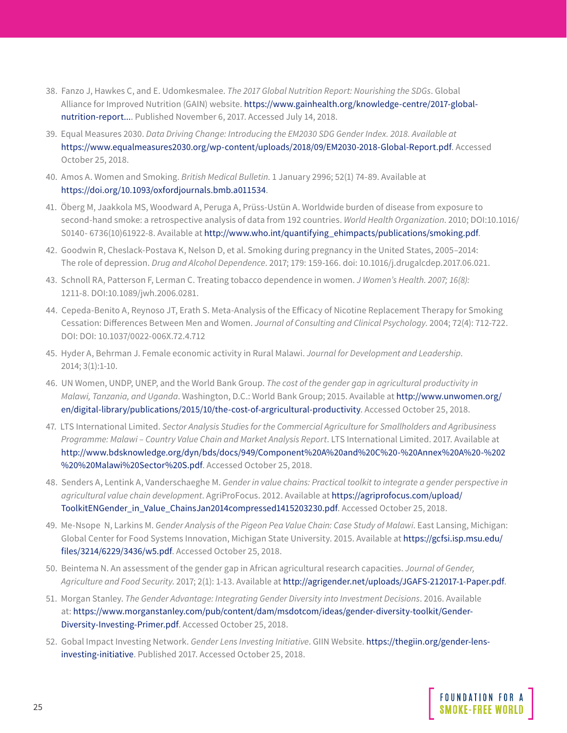38. Fanzo J, Hawkes C, and E. Udomkesmalee. *The 2017 Global Nutrition Report: Nourishing the SDGs*. Global Alliance for Improved Nutrition (GAIN) website. https://www.gainhealth.org/knowledge-centre/2017-global-nutrition-report.... Published November 6, 2017. Accessed July 14, 2018.

39. Equal Measures 2030. *Data Driving Change: Introducing the EM2030 SDG Gender Index. 2018. Available at* https://www.equalmeasures2030.org/wp-content/uploads/2018/09/EM2030-2018-Global-Report.pdf. Accessed October 25, 2018.

40. Amos A. Women and Smoking. *British Medical Bulletin*. 1 January 2996; 52(1) 74-89. Available at https://doi.org/10.1093/oxfordjournals.bmb.a011534.

41. Öberg M, Jaakkola MS, Woodward A, Peruga A, Prüss-Ustün A. Worldwide burden of disease from exposure to second-hand smoke: a retrospective analysis of data from 192 countries. *World Health Organization*. 2010; DOI:10.1016/S0140- 6736(10)61922-8. Available at http://www.who.int/quantifying_ehimpacts/publications/smoking.pdf.

42. Goodwin R, Cheslack-Postava K, Nelson D, et al. Smoking during pregnancy in the United States, 2005–2014: The role of depression. *Drug and Alcohol Dependence*. 2017; 179: 159-166. doi: 10.1016/j.drugalcdep.2017.06.021.

43. Schnoll RA, Patterson F, Lerman C. Treating tobacco dependence in women. *J Women's Health. 2007; 16(8):* 1211-8. DOI:10.1089/jwh.2006.0281.

44. Cepeda-Benito A, Reynoso JT, Erath S. Meta-Analysis of the Efficacy of Nicotine Replacement Therapy for Smoking Cessation: Differences Between Men and Women. *Journal of Consulting and Clinical Psychology*. 2004; 72(4): 712-722. DOI: DOI: 10.1037/0022-006X.72.4.712

45. Hyder A, Behrman J. Female economic activity in Rural Malawi. *Journal for Development and Leadership*. 2014; 3(1):1-10.

46. UN Women, UNDP, UNEP, and the World Bank Group. *The cost of the gender gap in agricultural productivity in Malawi, Tanzania, and Uganda*. Washington, D.C.: World Bank Group; 2015. Available at http://www.unwomen.org/en/digital-library/publications/2015/10/the-cost-of-argricultural-productivity. Accessed October 25, 2018.

47. LTS International Limited. *Sector Analysis Studies for the Commercial Agriculture for Smallholders and Agribusiness Programme: Malawi – Country Value Chain and Market Analysis Report*. LTS International Limited. 2017. Available at http://www.bdsknowledge.org/dyn/bds/docs/949/Component%20A%20and%20C%20-%20Annex%20A%20-%202%20%20Malawi%20Sector%20S.pdf. Accessed October 25, 2018.

48. Senders A, Lentink A, Vanderschaeghe M. *Gender in value chains: Practical toolkit to integrate a gender perspective in agricultural value chain development*. AgriProFocus. 2012. Available at https://agriprofocus.com/upload/ToolkitENGender_in_Value_ChainsJan2014compressed1415203230.pdf. Accessed October 25, 2018.

49. Me-Nsope N, Larkins M. *Gender Analysis of the Pigeon Pea Value Chain: Case Study of Malawi*. East Lansing, Michigan: Global Center for Food Systems Innovation, Michigan State University. 2015. Available at https://gcfsi.isp.msu.edu/files/3214/6229/3436/w5.pdf. Accessed October 25, 2018.

50. Beintema N. An assessment of the gender gap in African agricultural research capacities. *Journal of Gender, Agriculture and Food Security*. 2017; 2(1): 1-13. Available at http://agrigender.net/uploads/JGAFS-212017-1-Paper.pdf.

51. Morgan Stanley. *The Gender Advantage: Integrating Gender Diversity into Investment Decisions*. 2016. Available at: https://www.morganstanley.com/pub/content/dam/msdotcom/ideas/gender-diversity-toolkit/Gender-Diversity-Investing-Primer.pdf. Accessed October 25, 2018.

52. Gobal Impact Investing Network. *Gender Lens Investing Initiative*. GIIN Website. https://thegiin.org/gender-lens-investing-initiative. Published 2017. Accessed October 25, 2018.